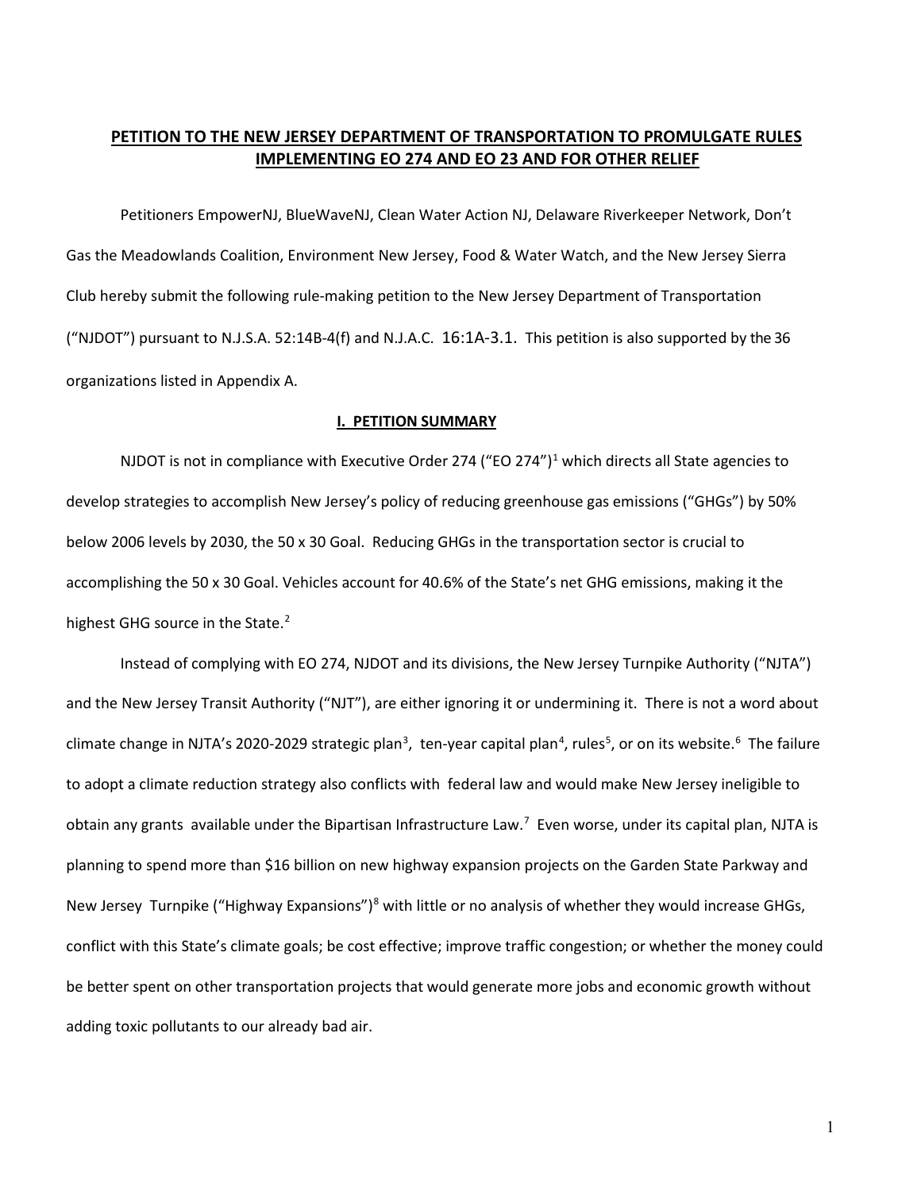# PETITION TO THE NEW JERSEY DEPARTMENT OF TRANSPORTATION TO PROMULGATE RULES IMPLEMENTING EO 274 AND EO 23 AND FOR OTHER RELIEF

Petitioners EmpowerNJ, BlueWaveNJ, Clean Water Action NJ, Delaware Riverkeeper Network, Don't Gas the Meadowlands Coalition, Environment New Jersey, Food & Water Watch, and the New Jersey Sierra Club hereby submit the following rule-making petition to the New Jersey Department of Transportation ("NJDOT") pursuant to N.J.S.A. 52:14B-4(f) and N.J.A.C. 16:1A-3.1. This petition is also supported by the 36 organizations listed in Appendix A.

## I. PETITION SUMMARY

NJDOT is not in compliance with Executive Order 274 ("EO 274")[1] which directs all State agencies to develop strategies to accomplish New Jersey's policy of reducing greenhouse gas emissions ("GHGs") by 50% below 2006 levels by 2030, the 50 x 30 Goal. Reducing GHGs in the transportation sector is crucial to accomplishing the 50 x 30 Goal. Vehicles account for 40.6% of the State's net GHG emissions, making it the highest GHG source in the State.[2]

Instead of complying with EO 274, NJDOT and its divisions, the New Jersey Turnpike Authority ("NJTA") and the New Jersey Transit Authority ("NJT"), are either ignoring it or undermining it. There is not a word about climate change in NJTA's 2020-2029 strategic plan[3], ten-year capital plan[4], rules[5], or on its website.[6] The failure to adopt a climate reduction strategy also conflicts with federal law and would make New Jersey ineligible to obtain any grants available under the Bipartisan Infrastructure Law.[7] Even worse, under its capital plan, NJTA is planning to spend more than $16 billion on new highway expansion projects on the Garden State Parkway and New Jersey Turnpike ("Highway Expansions")[8] with little or no analysis of whether they would increase GHGs, conflict with this State's climate goals; be cost effective; improve traffic congestion; or whether the money could be better spent on other transportation projects that would generate more jobs and economic growth without adding toxic pollutants to our already bad air.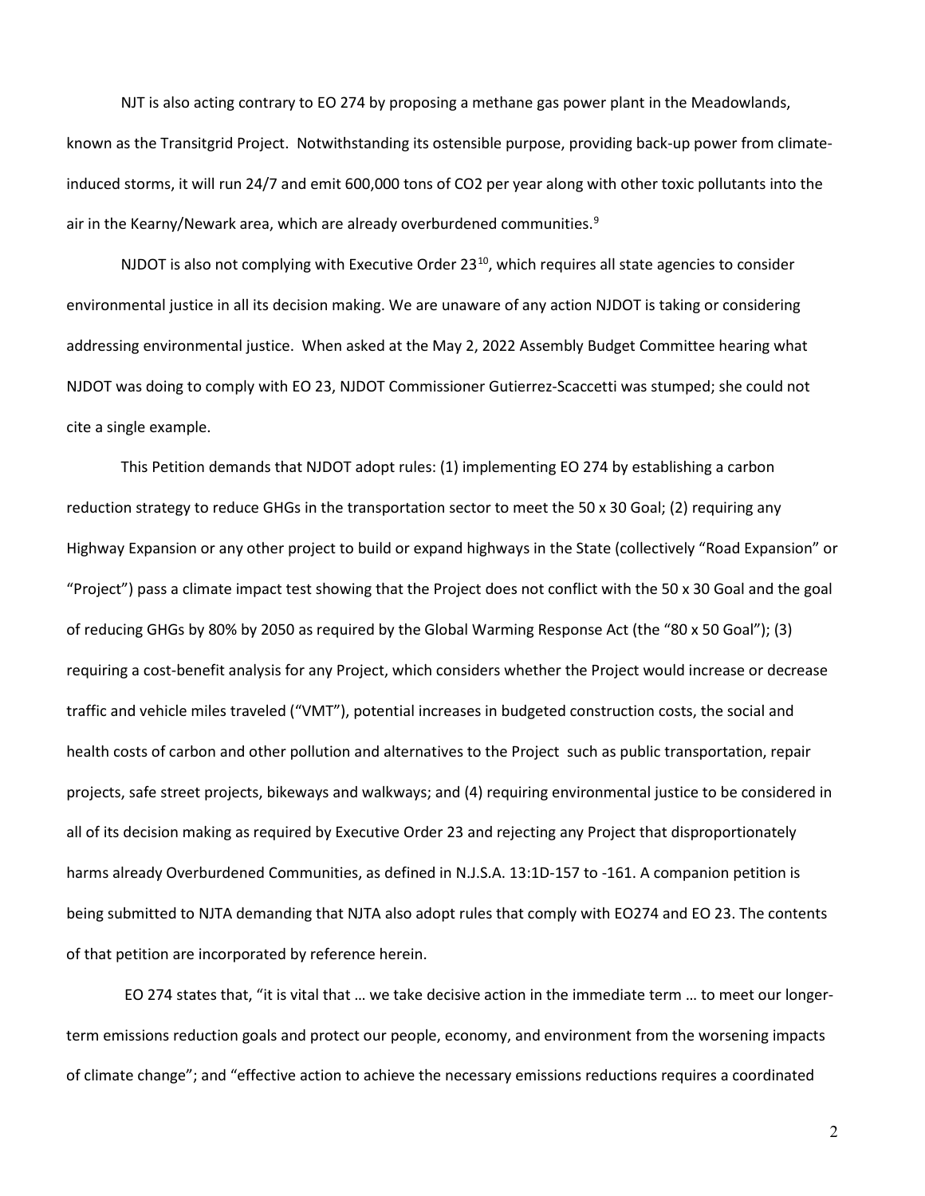NJT is also acting contrary to EO 274 by proposing a methane gas power plant in the Meadowlands, known as the Transitgrid Project. Notwithstanding its ostensible purpose, providing back-up power from climate-induced storms, it will run 24/7 and emit 600,000 tons of $CO_2$ per year along with other toxic pollutants into the air in the Kearny/Newark area, which are already overburdened communities.[9]

NJDOT is also not complying with Executive Order 23[10], which requires all state agencies to consider environmental justice in all its decision making. We are unaware of any action NJDOT is taking or considering addressing environmental justice. When asked at the May 2, 2022 Assembly Budget Committee hearing what NJDOT was doing to comply with EO 23, NJDOT Commissioner Gutierrez-Scaccetti was stumped; she could not cite a single example.

This Petition demands that NJDOT adopt rules: (1) implementing EO 274 by establishing a carbon reduction strategy to reduce GHGs in the transportation sector to meet the 50 x 30 Goal; (2) requiring any Highway Expansion or any other project to build or expand highways in the State (collectively "Road Expansion" or "Project") pass a climate impact test showing that the Project does not conflict with the 50 x 30 Goal and the goal of reducing GHGs by 80% by 2050 as required by the Global Warming Response Act (the "80 x 50 Goal"); (3) requiring a cost-benefit analysis for any Project, which considers whether the Project would increase or decrease traffic and vehicle miles traveled ("VMT"), potential increases in budgeted construction costs, the social and health costs of carbon and other pollution and alternatives to the Project such as public transportation, repair projects, safe street projects, bikeways and walkways; and (4) requiring environmental justice to be considered in all of its decision making as required by Executive Order 23 and rejecting any Project that disproportionately harms already Overburdened Communities, as defined in N.J.S.A. 13:1D-157 to -161. A companion petition is being submitted to NJTA demanding that NJTA also adopt rules that comply with EO274 and EO 23. The contents of that petition are incorporated by reference herein.

EO 274 states that, "it is vital that … we take decisive action in the immediate term … to meet our longer-term emissions reduction goals and protect our people, economy, and environment from the worsening impacts of climate change"; and "effective action to achieve the necessary emissions reductions requires a coordinated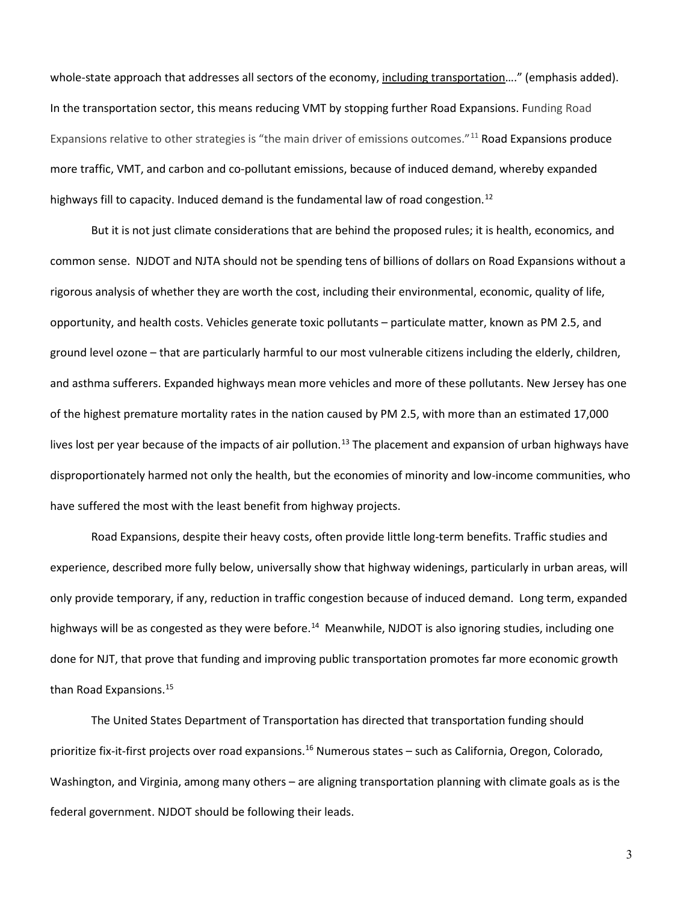whole-state approach that addresses all sectors of the economy, <u>including transportation</u>…." (emphasis added). In the transportation sector, this means reducing VMT by stopping further Road Expansions. Funding Road Expansions relative to other strategies is "the main driver of emissions outcomes."[11] Road Expansions produce more traffic, VMT, and carbon and co-pollutant emissions, because of induced demand, whereby expanded highways fill to capacity. Induced demand is the fundamental law of road congestion.[12]

But it is not just climate considerations that are behind the proposed rules; it is health, economics, and common sense. NJDOT and NJTA should not be spending tens of billions of dollars on Road Expansions without a rigorous analysis of whether they are worth the cost, including their environmental, economic, quality of life, opportunity, and health costs. Vehicles generate toxic pollutants – particulate matter, known as PM 2.5, and ground level ozone – that are particularly harmful to our most vulnerable citizens including the elderly, children, and asthma sufferers. Expanded highways mean more vehicles and more of these pollutants. New Jersey has one of the highest premature mortality rates in the nation caused by PM 2.5, with more than an estimated 17,000 lives lost per year because of the impacts of air pollution.[13] The placement and expansion of urban highways have disproportionately harmed not only the health, but the economies of minority and low-income communities, who have suffered the most with the least benefit from highway projects.

Road Expansions, despite their heavy costs, often provide little long-term benefits. Traffic studies and experience, described more fully below, universally show that highway widenings, particularly in urban areas, will only provide temporary, if any, reduction in traffic congestion because of induced demand. Long term, expanded highways will be as congested as they were before.[14] Meanwhile, NJDOT is also ignoring studies, including one done for NJT, that prove that funding and improving public transportation promotes far more economic growth than Road Expansions.[15]

The United States Department of Transportation has directed that transportation funding should prioritize fix-it-first projects over road expansions.[16] Numerous states – such as California, Oregon, Colorado, Washington, and Virginia, among many others – are aligning transportation planning with climate goals as is the federal government. NJDOT should be following their leads.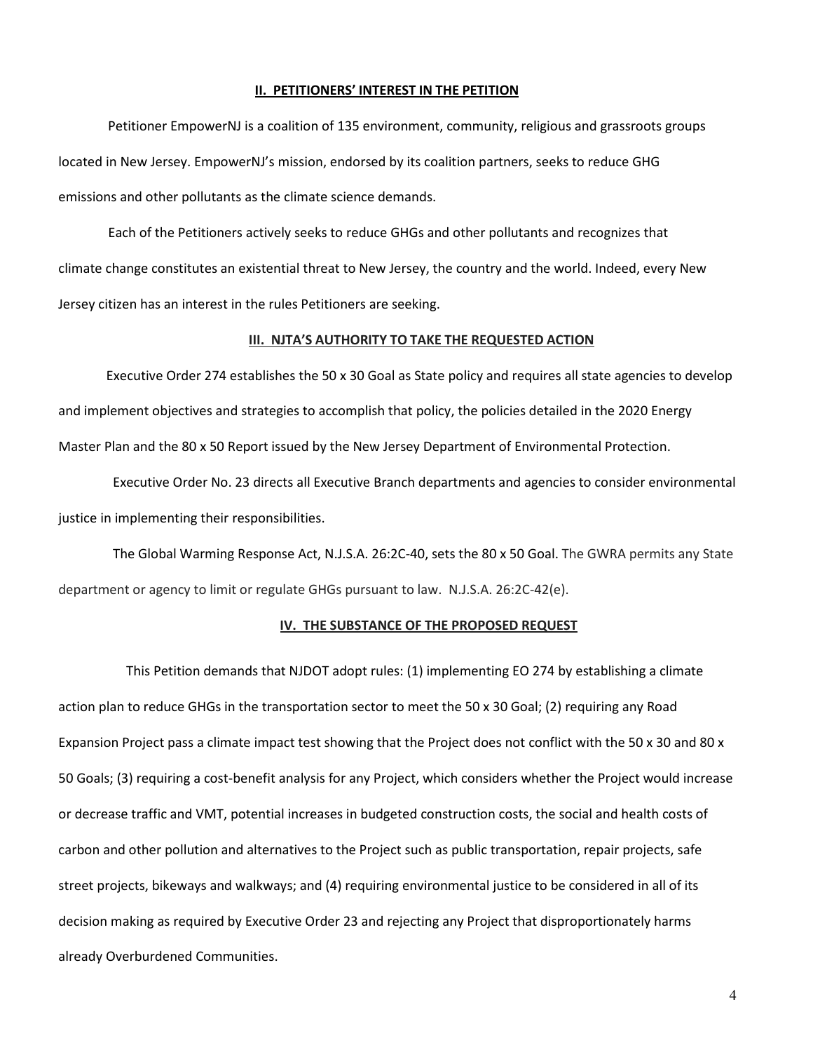## II. PETITIONERS' INTEREST IN THE PETITION

Petitioner EmpowerNJ is a coalition of 135 environment, community, religious and grassroots groups located in New Jersey. EmpowerNJ's mission, endorsed by its coalition partners, seeks to reduce GHG emissions and other pollutants as the climate science demands.

Each of the Petitioners actively seeks to reduce GHGs and other pollutants and recognizes that climate change constitutes an existential threat to New Jersey, the country and the world. Indeed, every New Jersey citizen has an interest in the rules Petitioners are seeking.

## III. NJTA'S AUTHORITY TO TAKE THE REQUESTED ACTION

Executive Order 274 establishes the 50 x 30 Goal as State policy and requires all state agencies to develop and implement objectives and strategies to accomplish that policy, the policies detailed in the 2020 Energy Master Plan and the 80 x 50 Report issued by the New Jersey Department of Environmental Protection.

Executive Order No. 23 directs all Executive Branch departments and agencies to consider environmental justice in implementing their responsibilities.

The Global Warming Response Act, N.J.S.A. 26:2C-40, sets the 80 x 50 Goal. The GWRA permits any State department or agency to limit or regulate GHGs pursuant to law. N.J.S.A. 26:2C-42(e).

## IV. THE SUBSTANCE OF THE PROPOSED REQUEST

This Petition demands that NJDOT adopt rules: (1) implementing EO 274 by establishing a climate action plan to reduce GHGs in the transportation sector to meet the 50 x 30 Goal; (2) requiring any Road Expansion Project pass a climate impact test showing that the Project does not conflict with the 50 x 30 and 80 x 50 Goals; (3) requiring a cost-benefit analysis for any Project, which considers whether the Project would increase or decrease traffic and VMT, potential increases in budgeted construction costs, the social and health costs of carbon and other pollution and alternatives to the Project such as public transportation, repair projects, safe street projects, bikeways and walkways; and (4) requiring environmental justice to be considered in all of its decision making as required by Executive Order 23 and rejecting any Project that disproportionately harms already Overburdened Communities.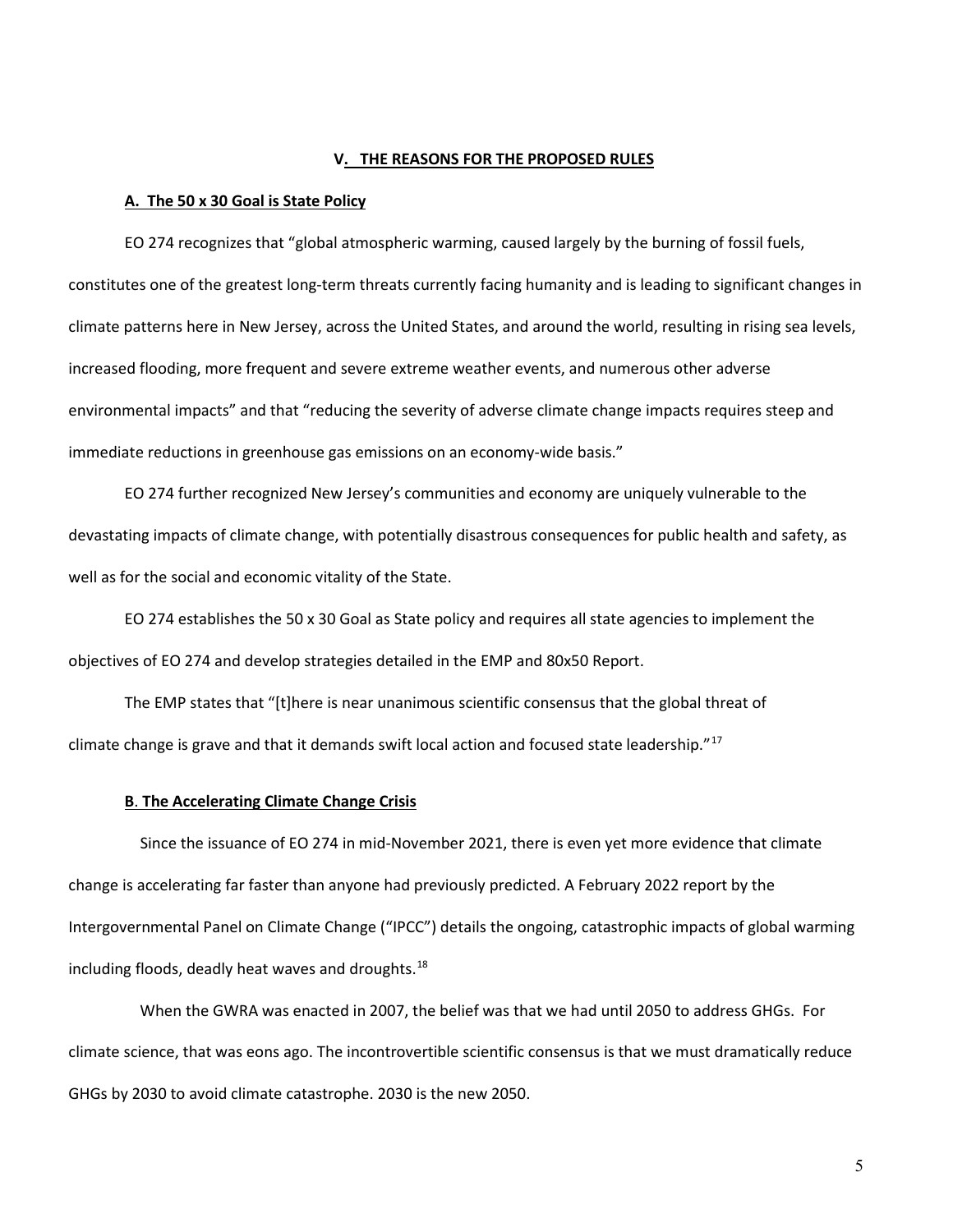## V. THE REASONS FOR THE PROPOSED RULES

### A. The 50 x 30 Goal is State Policy

EO 274 recognizes that "global atmospheric warming, caused largely by the burning of fossil fuels, constitutes one of the greatest long-term threats currently facing humanity and is leading to significant changes in climate patterns here in New Jersey, across the United States, and around the world, resulting in rising sea levels, increased flooding, more frequent and severe extreme weather events, and numerous other adverse environmental impacts" and that "reducing the severity of adverse climate change impacts requires steep and immediate reductions in greenhouse gas emissions on an economy-wide basis."

EO 274 further recognized New Jersey's communities and economy are uniquely vulnerable to the devastating impacts of climate change, with potentially disastrous consequences for public health and safety, as well as for the social and economic vitality of the State.

EO 274 establishes the 50 x 30 Goal as State policy and requires all state agencies to implement the objectives of EO 274 and develop strategies detailed in the EMP and 80x50 Report.

The EMP states that "[t]here is near unanimous scientific consensus that the global threat of climate change is grave and that it demands swift local action and focused state leadership."[17]

### B. The Accelerating Climate Change Crisis

Since the issuance of EO 274 in mid-November 2021, there is even yet more evidence that climate change is accelerating far faster than anyone had previously predicted. A February 2022 report by the Intergovernmental Panel on Climate Change ("IPCC") details the ongoing, catastrophic impacts of global warming including floods, deadly heat waves and droughts.[18]

When the GWRA was enacted in 2007, the belief was that we had until 2050 to address GHGs. For climate science, that was eons ago. The incontrovertible scientific consensus is that we must dramatically reduce GHGs by 2030 to avoid climate catastrophe. 2030 is the new 2050.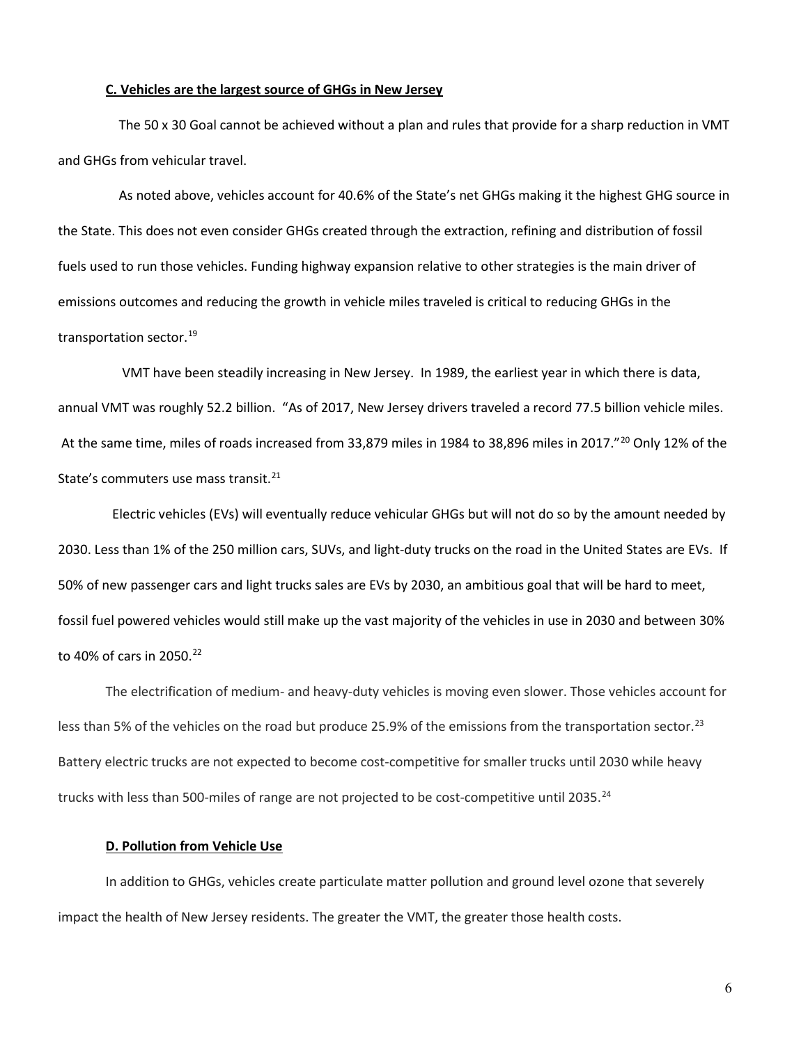### **C. Vehicles are the largest source of GHGs in New Jersey**

The 50 x 30 Goal cannot be achieved without a plan and rules that provide for a sharp reduction in VMT and GHGs from vehicular travel.

As noted above, vehicles account for 40.6% of the State's net GHGs making it the highest GHG source in the State. This does not even consider GHGs created through the extraction, refining and distribution of fossil fuels used to run those vehicles. Funding highway expansion relative to other strategies is the main driver of emissions outcomes and reducing the growth in vehicle miles traveled is critical to reducing GHGs in the transportation sector.[19]

VMT have been steadily increasing in New Jersey. In 1989, the earliest year in which there is data, annual VMT was roughly 52.2 billion. "As of 2017, New Jersey drivers traveled a record 77.5 billion vehicle miles. At the same time, miles of roads increased from 33,879 miles in 1984 to 38,896 miles in 2017."[20] Only 12% of the State's commuters use mass transit.[21]

Electric vehicles (EVs) will eventually reduce vehicular GHGs but will not do so by the amount needed by 2030. Less than 1% of the 250 million cars, SUVs, and light-duty trucks on the road in the United States are EVs. If 50% of new passenger cars and light trucks sales are EVs by 2030, an ambitious goal that will be hard to meet, fossil fuel powered vehicles would still make up the vast majority of the vehicles in use in 2030 and between 30% to 40% of cars in 2050.[22]

The electrification of medium- and heavy-duty vehicles is moving even slower. Those vehicles account for less than 5% of the vehicles on the road but produce 25.9% of the emissions from the transportation sector.[23] Battery electric trucks are not expected to become cost-competitive for smaller trucks until 2030 while heavy trucks with less than 500-miles of range are not projected to be cost-competitive until 2035.[24]

### **D. Pollution from Vehicle Use**

In addition to GHGs, vehicles create particulate matter pollution and ground level ozone that severely impact the health of New Jersey residents. The greater the VMT, the greater those health costs.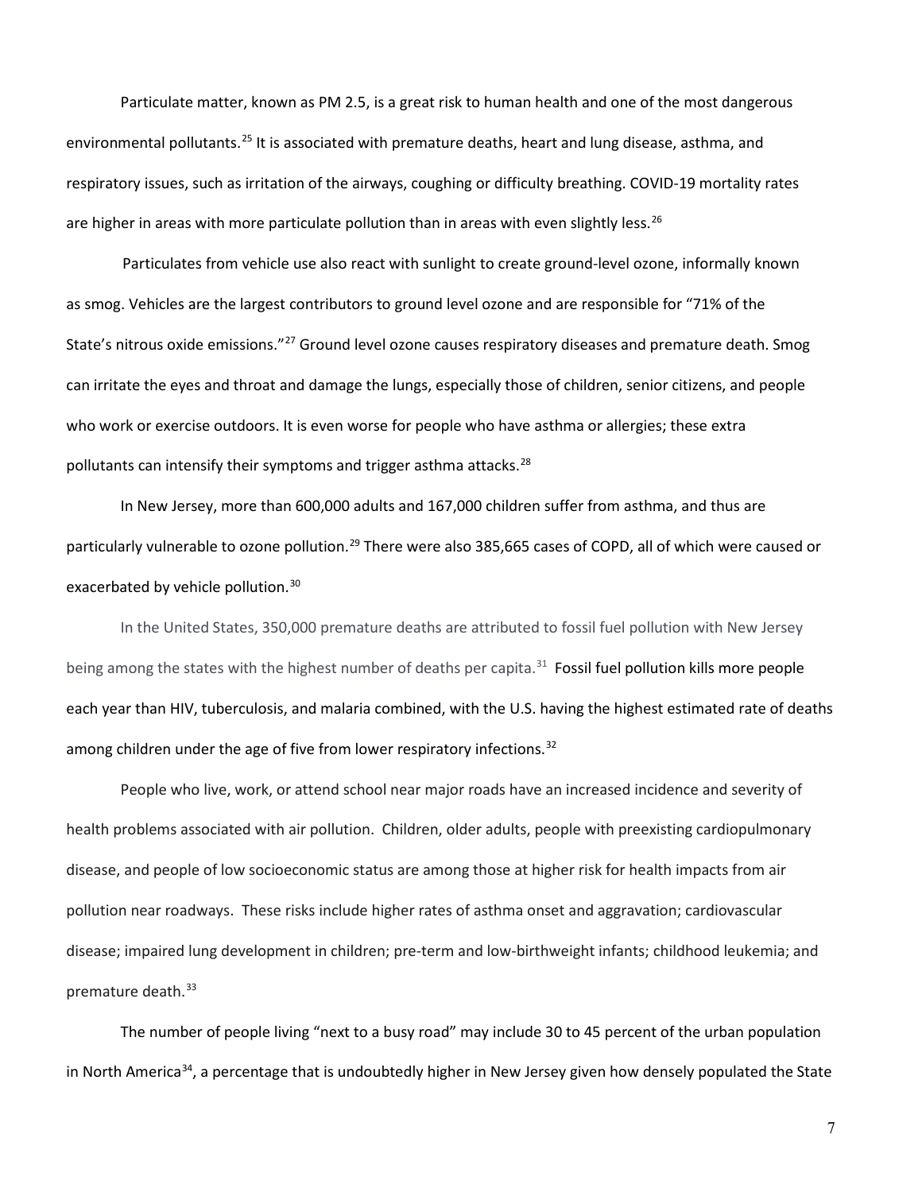Particulate matter, known as PM 2.5, is a great risk to human health and one of the most dangerous environmental pollutants.[25] It is associated with premature deaths, heart and lung disease, asthma, and respiratory issues, such as irritation of the airways, coughing or difficulty breathing. COVID-19 mortality rates are higher in areas with more particulate pollution than in areas with even slightly less.[26]

Particulates from vehicle use also react with sunlight to create ground-level ozone, informally known as smog. Vehicles are the largest contributors to ground level ozone and are responsible for "71% of the State's nitrous oxide emissions."[27] Ground level ozone causes respiratory diseases and premature death. Smog can irritate the eyes and throat and damage the lungs, especially those of children, senior citizens, and people who work or exercise outdoors. It is even worse for people who have asthma or allergies; these extra pollutants can intensify their symptoms and trigger asthma attacks.[28]

In New Jersey, more than 600,000 adults and 167,000 children suffer from asthma, and thus are particularly vulnerable to ozone pollution.[29] There were also 385,665 cases of COPD, all of which were caused or exacerbated by vehicle pollution.[30]

In the United States, 350,000 premature deaths are attributed to fossil fuel pollution with New Jersey being among the states with the highest number of deaths per capita.[31] Fossil fuel pollution kills more people each year than HIV, tuberculosis, and malaria combined, with the U.S. having the highest estimated rate of deaths among children under the age of five from lower respiratory infections.[32]

People who live, work, or attend school near major roads have an increased incidence and severity of health problems associated with air pollution. Children, older adults, people with preexisting cardiopulmonary disease, and people of low socioeconomic status are among those at higher risk for health impacts from air pollution near roadways. These risks include higher rates of asthma onset and aggravation; cardiovascular disease; impaired lung development in children; pre-term and low-birthweight infants; childhood leukemia; and premature death.[33]

The number of people living "next to a busy road" may include 30 to 45 percent of the urban population in North America[34], a percentage that is undoubtedly higher in New Jersey given how densely populated the State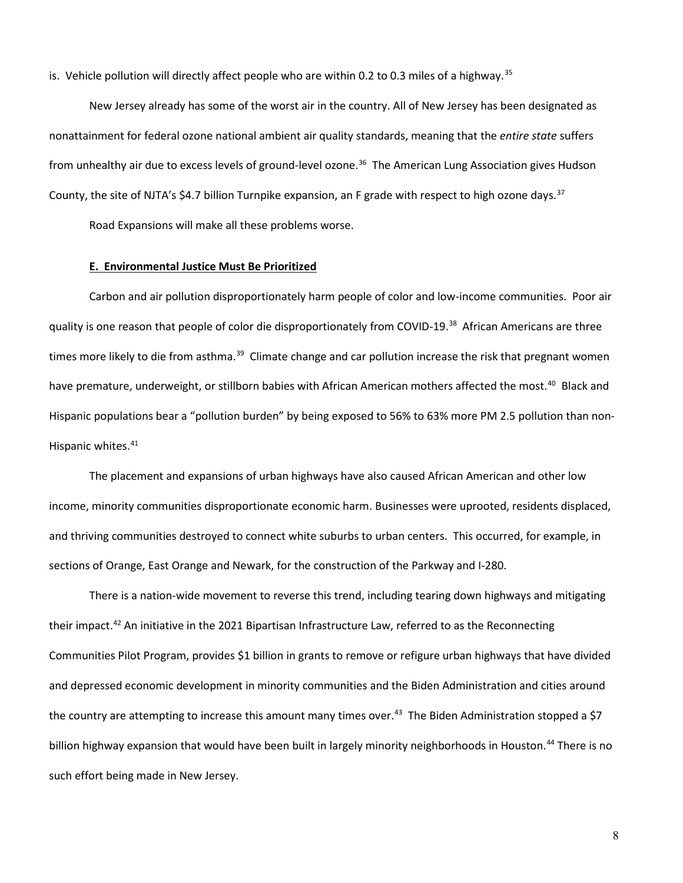is. Vehicle pollution will directly affect people who are within 0.2 to 0.3 miles of a highway.[35]

New Jersey already has some of the worst air in the country. All of New Jersey has been designated as nonattainment for federal ozone national ambient air quality standards, meaning that the *entire state* suffers from unhealthy air due to excess levels of ground-level ozone.[36] The American Lung Association gives Hudson County, the site of NJTA's $4.7 billion Turnpike expansion, an F grade with respect to high ozone days.[37]

Road Expansions will make all these problems worse.

### **E. Environmental Justice Must Be Prioritized**

Carbon and air pollution disproportionately harm people of color and low-income communities. Poor air quality is one reason that people of color die disproportionately from COVID-19.[38] African Americans are three times more likely to die from asthma.[39] Climate change and car pollution increase the risk that pregnant women have premature, underweight, or stillborn babies with African American mothers affected the most.[40] Black and Hispanic populations bear a "pollution burden" by being exposed to 56% to 63% more PM 2.5 pollution than non-Hispanic whites.[41]

The placement and expansions of urban highways have also caused African American and other low income, minority communities disproportionate economic harm. Businesses were uprooted, residents displaced, and thriving communities destroyed to connect white suburbs to urban centers. This occurred, for example, in sections of Orange, East Orange and Newark, for the construction of the Parkway and I-280.

There is a nation-wide movement to reverse this trend, including tearing down highways and mitigating their impact.[42] An initiative in the 2021 Bipartisan Infrastructure Law, referred to as the Reconnecting Communities Pilot Program, provides $1 billion in grants to remove or refigure urban highways that have divided and depressed economic development in minority communities and the Biden Administration and cities around the country are attempting to increase this amount many times over.[43] The Biden Administration stopped a $7 billion highway expansion that would have been built in largely minority neighborhoods in Houston.[44] There is no such effort being made in New Jersey.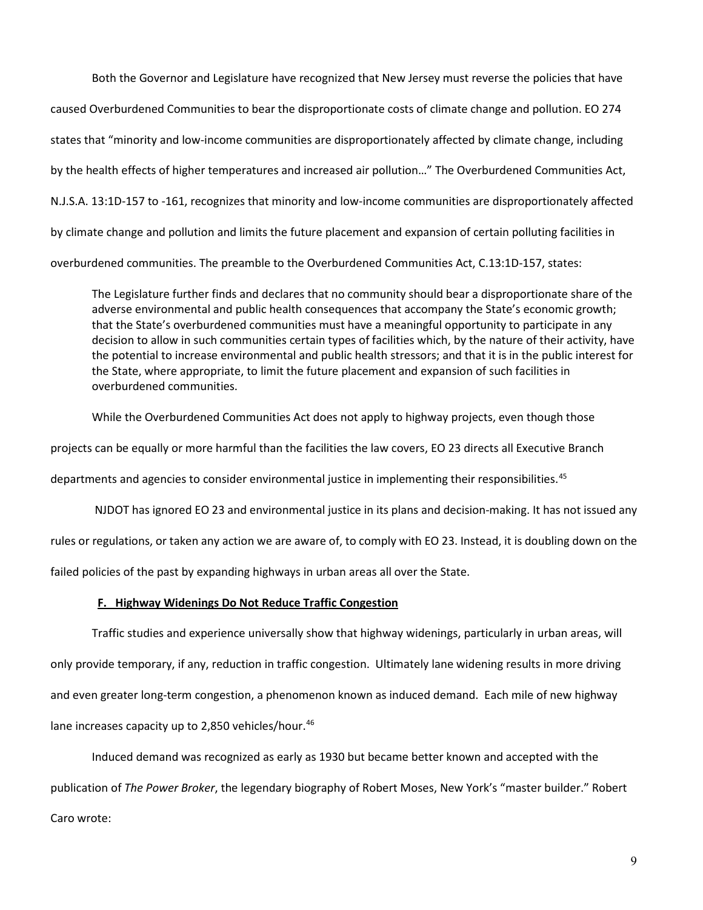Both the Governor and Legislature have recognized that New Jersey must reverse the policies that have caused Overburdened Communities to bear the disproportionate costs of climate change and pollution. EO 274 states that "minority and low-income communities are disproportionately affected by climate change, including by the health effects of higher temperatures and increased air pollution…" The Overburdened Communities Act, N.J.S.A. 13:1D-157 to -161, recognizes that minority and low-income communities are disproportionately affected by climate change and pollution and limits the future placement and expansion of certain polluting facilities in overburdened communities. The preamble to the Overburdened Communities Act, C.13:1D-157, states:

> The Legislature further finds and declares that no community should bear a disproportionate share of the adverse environmental and public health consequences that accompany the State's economic growth; that the State's overburdened communities must have a meaningful opportunity to participate in any decision to allow in such communities certain types of facilities which, by the nature of their activity, have the potential to increase environmental and public health stressors; and that it is in the public interest for the State, where appropriate, to limit the future placement and expansion of such facilities in overburdened communities.

While the Overburdened Communities Act does not apply to highway projects, even though those projects can be equally or more harmful than the facilities the law covers, EO 23 directs all Executive Branch departments and agencies to consider environmental justice in implementing their responsibilities.[45]

NJDOT has ignored EO 23 and environmental justice in its plans and decision-making. It has not issued any rules or regulations, or taken any action we are aware of, to comply with EO 23. Instead, it is doubling down on the failed policies of the past by expanding highways in urban areas all over the State.

### <u>F. Highway Widenings Do Not Reduce Traffic Congestion</u>

Traffic studies and experience universally show that highway widenings, particularly in urban areas, will only provide temporary, if any, reduction in traffic congestion. Ultimately lane widening results in more driving and even greater long-term congestion, a phenomenon known as induced demand. Each mile of new highway lane increases capacity up to 2,850 vehicles/hour.[46]

Induced demand was recognized as early as 1930 but became better known and accepted with the publication of *The Power Broker*, the legendary biography of Robert Moses, New York's "master builder." Robert Caro wrote: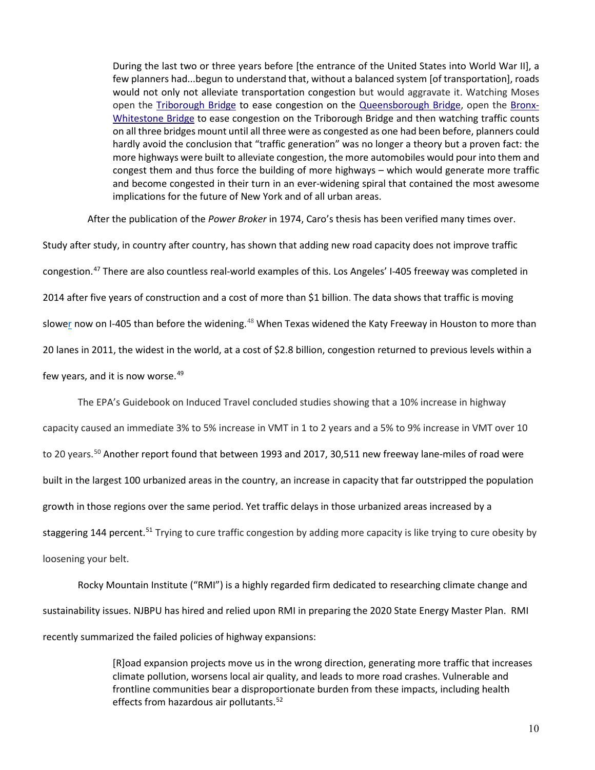> During the last two or three years before [the entrance of the United States into World War II], a few planners had...begun to understand that, without a balanced system [of transportation], roads would not only not alleviate transportation congestion but would aggravate it. Watching Moses open the Triborough Bridge to ease congestion on the Queensborough Bridge, open the Bronx-Whitestone Bridge to ease congestion on the Triborough Bridge and then watching traffic counts on all three bridges mount until all three were as congested as one had been before, planners could hardly avoid the conclusion that "traffic generation" was no longer a theory but a proven fact: the more highways were built to alleviate congestion, the more automobiles would pour into them and congest them and thus force the building of more highways – which would generate more traffic and become congested in their turn in an ever-widening spiral that contained the most awesome implications for the future of New York and of all urban areas.

After the publication of the *Power Broker* in 1974, Caro's thesis has been verified many times over. Study after study, in country after country, has shown that adding new road capacity does not improve traffic congestion.[47] There are also countless real-world examples of this. Los Angeles' I-405 freeway was completed in 2014 after five years of construction and a cost of more than $1 billion. The data shows that traffic is moving slower now on I-405 than before the widening.[48] When Texas widened the Katy Freeway in Houston to more than 20 lanes in 2011, the widest in the world, at a cost of $2.8 billion, congestion returned to previous levels within a few years, and it is now worse.[49]

The EPA's Guidebook on Induced Travel concluded studies showing that a 10% increase in highway capacity caused an immediate 3% to 5% increase in VMT in 1 to 2 years and a 5% to 9% increase in VMT over 10 to 20 years.[50] Another report found that between 1993 and 2017, 30,511 new freeway lane-miles of road were built in the largest 100 urbanized areas in the country, an increase in capacity that far outstripped the population growth in those regions over the same period. Yet traffic delays in those urbanized areas increased by a staggering 144 percent.[51] Trying to cure traffic congestion by adding more capacity is like trying to cure obesity by loosening your belt.

Rocky Mountain Institute ("RMI") is a highly regarded firm dedicated to researching climate change and sustainability issues. NJBPU has hired and relied upon RMI in preparing the 2020 State Energy Master Plan. RMI recently summarized the failed policies of highway expansions:

> [R]oad expansion projects move us in the wrong direction, generating more traffic that increases climate pollution, worsens local air quality, and leads to more road crashes. Vulnerable and frontline communities bear a disproportionate burden from these impacts, including health effects from hazardous air pollutants.[52]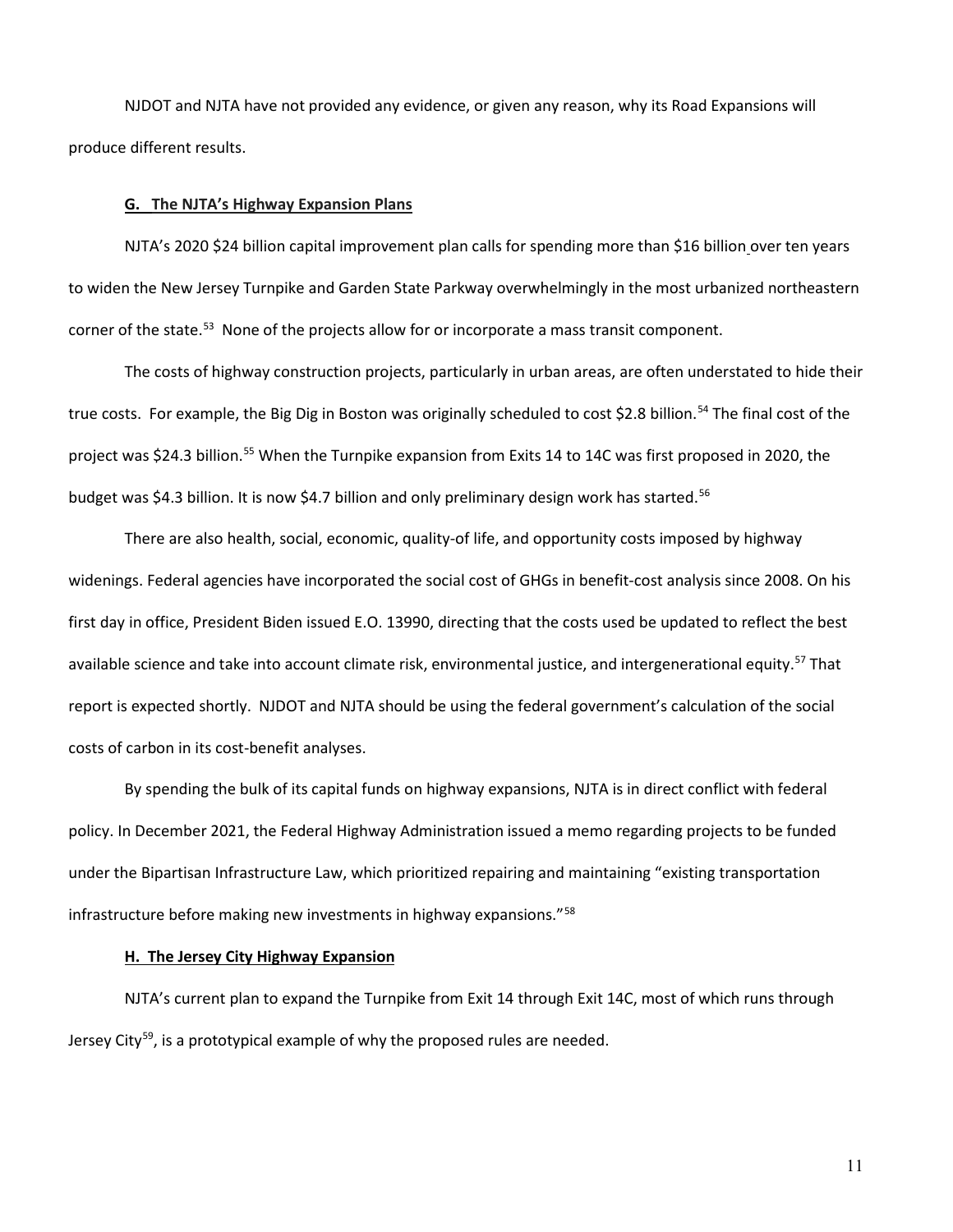NJDOT and NJTA have not provided any evidence, or given any reason, why its Road Expansions will produce different results.

### G. The NJTA's Highway Expansion Plans

NJTA's 2020 $24 billion capital improvement plan calls for spending more than $16 billion over ten years to widen the New Jersey Turnpike and Garden State Parkway overwhelmingly in the most urbanized northeastern corner of the state.[53] None of the projects allow for or incorporate a mass transit component.

The costs of highway construction projects, particularly in urban areas, are often understated to hide their true costs. For example, the Big Dig in Boston was originally scheduled to cost $2.8 billion.[54] The final cost of the project was $24.3 billion.[55] When the Turnpike expansion from Exits 14 to 14C was first proposed in 2020, the budget was $4.3 billion. It is now $4.7 billion and only preliminary design work has started.[56]

There are also health, social, economic, quality-of life, and opportunity costs imposed by highway widenings. Federal agencies have incorporated the social cost of GHGs in benefit-cost analysis since 2008. On his first day in office, President Biden issued E.O. 13990, directing that the costs used be updated to reflect the best available science and take into account climate risk, environmental justice, and intergenerational equity.[57] That report is expected shortly. NJDOT and NJTA should be using the federal government's calculation of the social costs of carbon in its cost-benefit analyses.

By spending the bulk of its capital funds on highway expansions, NJTA is in direct conflict with federal policy. In December 2021, the Federal Highway Administration issued a memo regarding projects to be funded under the Bipartisan Infrastructure Law, which prioritized repairing and maintaining "existing transportation infrastructure before making new investments in highway expansions."[58]

### H. The Jersey City Highway Expansion

NJTA's current plan to expand the Turnpike from Exit 14 through Exit 14C, most of which runs through Jersey City[59], is a prototypical example of why the proposed rules are needed.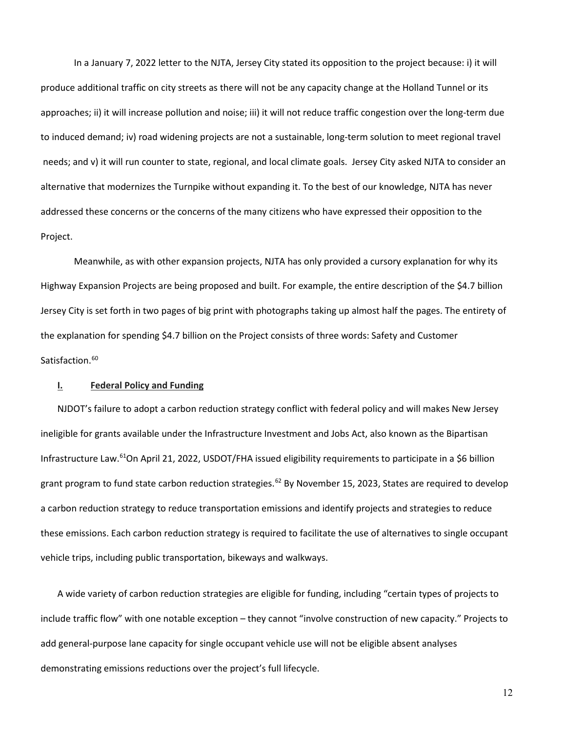In a January 7, 2022 letter to the NJTA, Jersey City stated its opposition to the project because: i) it will produce additional traffic on city streets as there will not be any capacity change at the Holland Tunnel or its approaches; ii) it will increase pollution and noise; iii) it will not reduce traffic congestion over the long-term due to induced demand; iv) road widening projects are not a sustainable, long-term solution to meet regional travel needs; and v) it will run counter to state, regional, and local climate goals. Jersey City asked NJTA to consider an alternative that modernizes the Turnpike without expanding it. To the best of our knowledge, NJTA has never addressed these concerns or the concerns of the many citizens who have expressed their opposition to the Project.

Meanwhile, as with other expansion projects, NJTA has only provided a cursory explanation for why its Highway Expansion Projects are being proposed and built. For example, the entire description of the $4.7 billion Jersey City is set forth in two pages of big print with photographs taking up almost half the pages. The entirety of the explanation for spending $4.7 billion on the Project consists of three words: Safety and Customer Satisfaction.[60]

## I. Federal Policy and Funding

NJDOT's failure to adopt a carbon reduction strategy conflict with federal policy and will makes New Jersey ineligible for grants available under the Infrastructure Investment and Jobs Act, also known as the Bipartisan Infrastructure Law.[61]On April 21, 2022, USDOT/FHA issued eligibility requirements to participate in a $6 billion grant program to fund state carbon reduction strategies.[62] By November 15, 2023, States are required to develop a carbon reduction strategy to reduce transportation emissions and identify projects and strategies to reduce these emissions. Each carbon reduction strategy is required to facilitate the use of alternatives to single occupant vehicle trips, including public transportation, bikeways and walkways.

A wide variety of carbon reduction strategies are eligible for funding, including "certain types of projects to include traffic flow" with one notable exception – they cannot "involve construction of new capacity." Projects to add general-purpose lane capacity for single occupant vehicle use will not be eligible absent analyses demonstrating emissions reductions over the project's full lifecycle.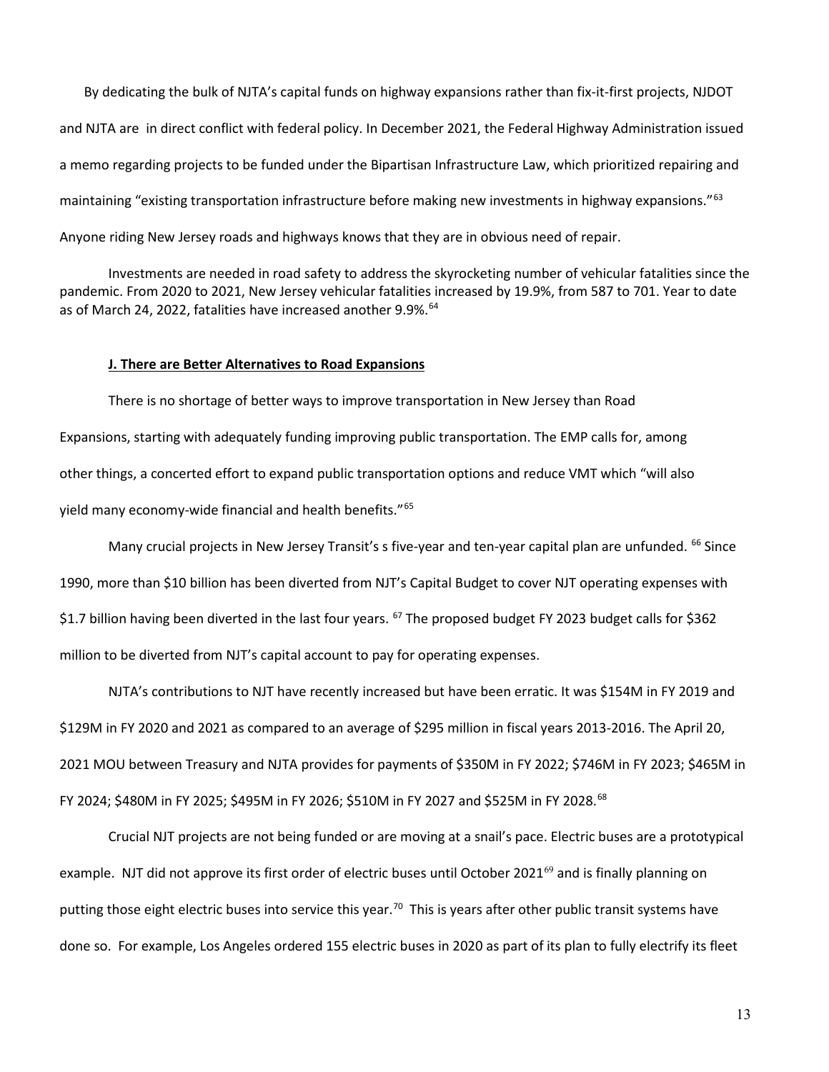By dedicating the bulk of NJTA's capital funds on highway expansions rather than fix-it-first projects, NJDOT and NJTA are in direct conflict with federal policy. In December 2021, the Federal Highway Administration issued a memo regarding projects to be funded under the Bipartisan Infrastructure Law, which prioritized repairing and maintaining "existing transportation infrastructure before making new investments in highway expansions."[63] Anyone riding New Jersey roads and highways knows that they are in obvious need of repair.

Investments are needed in road safety to address the skyrocketing number of vehicular fatalities since the pandemic. From 2020 to 2021, New Jersey vehicular fatalities increased by 19.9%, from 587 to 701. Year to date as of March 24, 2022, fatalities have increased another 9.9%.[64]

**J. There are Better Alternatives to Road Expansions**

There is no shortage of better ways to improve transportation in New Jersey than Road Expansions, starting with adequately funding improving public transportation. The EMP calls for, among other things, a concerted effort to expand public transportation options and reduce VMT which "will also yield many economy-wide financial and health benefits."[65]

Many crucial projects in New Jersey Transit's s five-year and ten-year capital plan are unfunded. [66] Since 1990, more than $10 billion has been diverted from NJT's Capital Budget to cover NJT operating expenses with $1.7 billion having been diverted in the last four years. [67] The proposed budget FY 2023 budget calls for $362 million to be diverted from NJT's capital account to pay for operating expenses.

NJTA's contributions to NJT have recently increased but have been erratic. It was $154M in FY 2019 and $129M in FY 2020 and 2021 as compared to an average of $295 million in fiscal years 2013-2016. The April 20, 2021 MOU between Treasury and NJTA provides for payments of $350M in FY 2022; $746M in FY 2023; $465M in FY 2024; $480M in FY 2025; $495M in FY 2026; $510M in FY 2027 and $525M in FY 2028.[68]

Crucial NJT projects are not being funded or are moving at a snail's pace. Electric buses are a prototypical example. NJT did not approve its first order of electric buses until October 2021[69] and is finally planning on putting those eight electric buses into service this year.[70] This is years after other public transit systems have done so. For example, Los Angeles ordered 155 electric buses in 2020 as part of its plan to fully electrify its fleet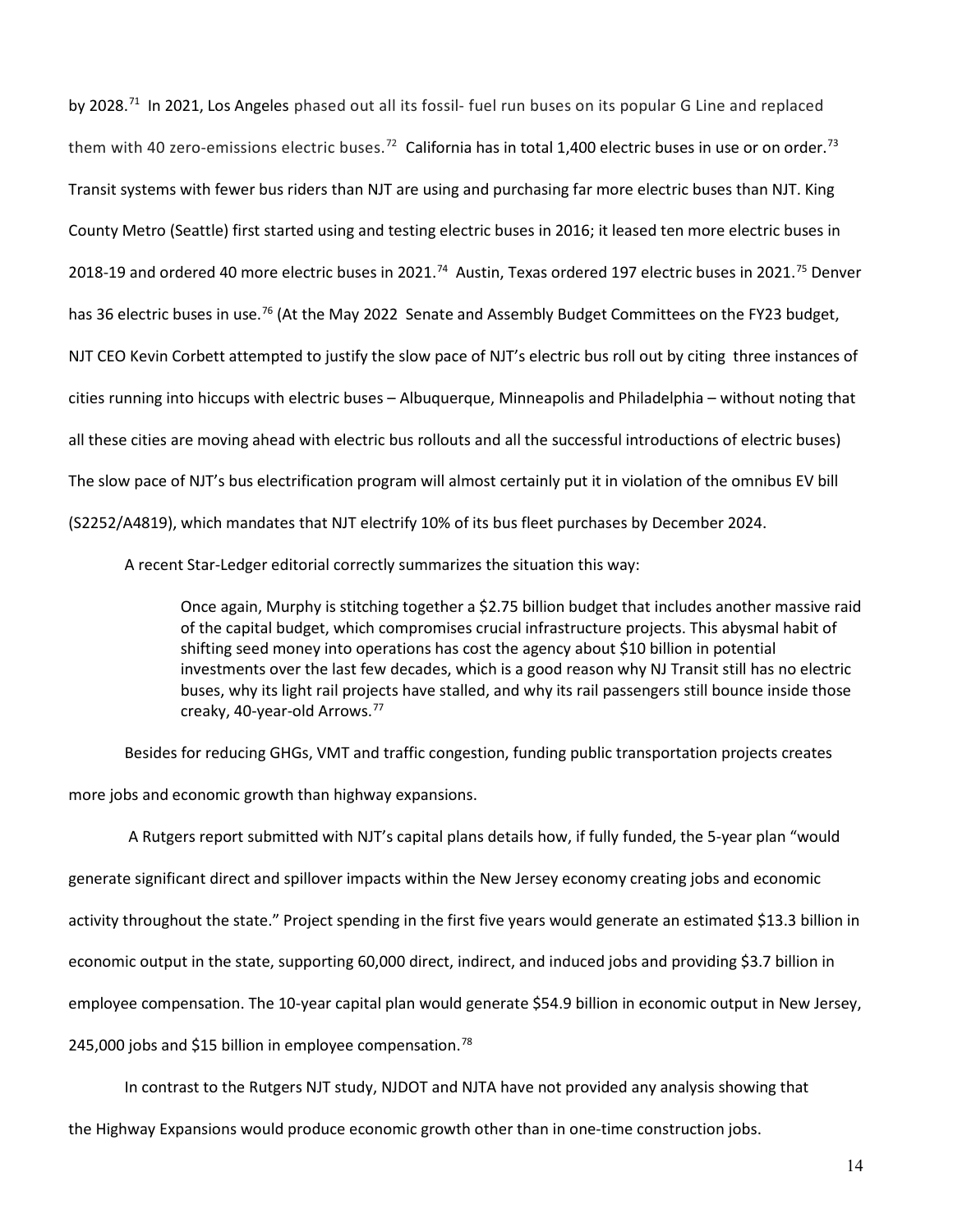by 2028.[71] In 2021, Los Angeles phased out all its fossil- fuel run buses on its popular G Line and replaced them with 40 zero-emissions electric buses.[72] California has in total 1,400 electric buses in use or on order.[73] Transit systems with fewer bus riders than NJT are using and purchasing far more electric buses than NJT. King County Metro (Seattle) first started using and testing electric buses in 2016; it leased ten more electric buses in 2018-19 and ordered 40 more electric buses in 2021.[74] Austin, Texas ordered 197 electric buses in 2021.[75] Denver has 36 electric buses in use.[76] (At the May 2022 Senate and Assembly Budget Committees on the FY23 budget, NJT CEO Kevin Corbett attempted to justify the slow pace of NJT's electric bus roll out by citing three instances of cities running into hiccups with electric buses – Albuquerque, Minneapolis and Philadelphia – without noting that all these cities are moving ahead with electric bus rollouts and all the successful introductions of electric buses) The slow pace of NJT's bus electrification program will almost certainly put it in violation of the omnibus EV bill (S2252/A4819), which mandates that NJT electrify 10% of its bus fleet purchases by December 2024.

A recent Star-Ledger editorial correctly summarizes the situation this way:

> Once again, Murphy is stitching together a $2.75 billion budget that includes another massive raid of the capital budget, which compromises crucial infrastructure projects. This abysmal habit of shifting seed money into operations has cost the agency about $10 billion in potential investments over the last few decades, which is a good reason why NJ Transit still has no electric buses, why its light rail projects have stalled, and why its rail passengers still bounce inside those creaky, 40-year-old Arrows.[77]

Besides for reducing GHGs, VMT and traffic congestion, funding public transportation projects creates more jobs and economic growth than highway expansions.

A Rutgers report submitted with NJT's capital plans details how, if fully funded, the 5-year plan "would generate significant direct and spillover impacts within the New Jersey economy creating jobs and economic activity throughout the state." Project spending in the first five years would generate an estimated $13.3 billion in economic output in the state, supporting 60,000 direct, indirect, and induced jobs and providing $3.7 billion in employee compensation. The 10-year capital plan would generate $54.9 billion in economic output in New Jersey, 245,000 jobs and $15 billion in employee compensation.[78]

In contrast to the Rutgers NJT study, NJDOT and NJTA have not provided any analysis showing that the Highway Expansions would produce economic growth other than in one-time construction jobs.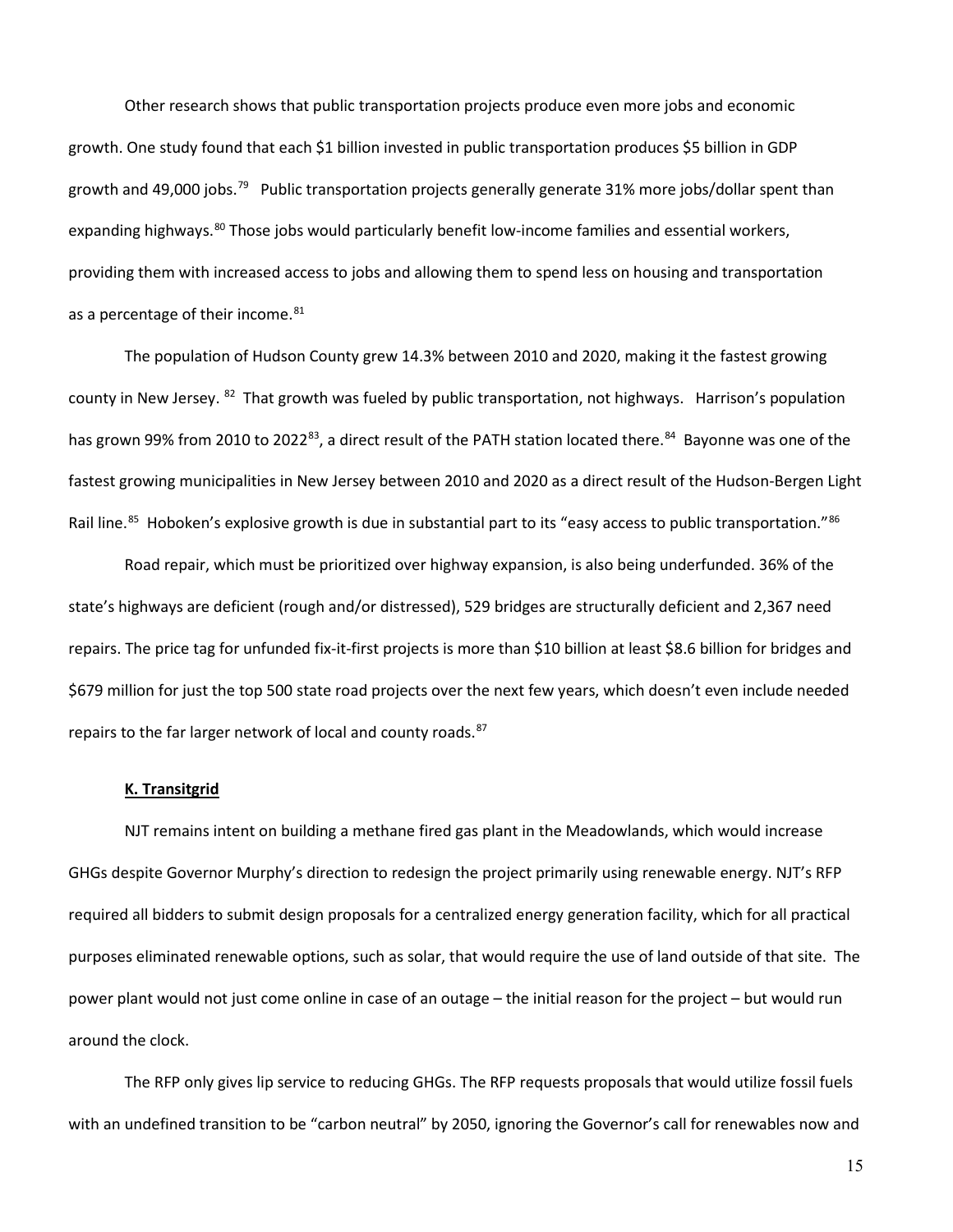Other research shows that public transportation projects produce even more jobs and economic growth. One study found that each $1 billion invested in public transportation produces $5 billion in GDP growth and 49,000 jobs.[79] Public transportation projects generally generate 31% more jobs/dollar spent than expanding highways.[80] Those jobs would particularly benefit low-income families and essential workers, providing them with increased access to jobs and allowing them to spend less on housing and transportation as a percentage of their income.[81]

The population of Hudson County grew 14.3% between 2010 and 2020, making it the fastest growing county in New Jersey.[82] That growth was fueled by public transportation, not highways. Harrison's population has grown 99% from 2010 to 2022[83], a direct result of the PATH station located there.[84] Bayonne was one of the fastest growing municipalities in New Jersey between 2010 and 2020 as a direct result of the Hudson-Bergen Light Rail line.[85] Hoboken's explosive growth is due in substantial part to its "easy access to public transportation."[86]

Road repair, which must be prioritized over highway expansion, is also being underfunded. 36% of the state's highways are deficient (rough and/or distressed), 529 bridges are structurally deficient and 2,367 need repairs. The price tag for unfunded fix-it-first projects is more than $10 billion at least $8.6 billion for bridges and $679 million for just the top 500 state road projects over the next few years, which doesn't even include needed repairs to the far larger network of local and county roads.[87]

**K. Transitgrid**

NJT remains intent on building a methane fired gas plant in the Meadowlands, which would increase GHGs despite Governor Murphy's direction to redesign the project primarily using renewable energy. NJT's RFP required all bidders to submit design proposals for a centralized energy generation facility, which for all practical purposes eliminated renewable options, such as solar, that would require the use of land outside of that site. The power plant would not just come online in case of an outage – the initial reason for the project – but would run around the clock.

The RFP only gives lip service to reducing GHGs. The RFP requests proposals that would utilize fossil fuels with an undefined transition to be "carbon neutral" by 2050, ignoring the Governor's call for renewables now and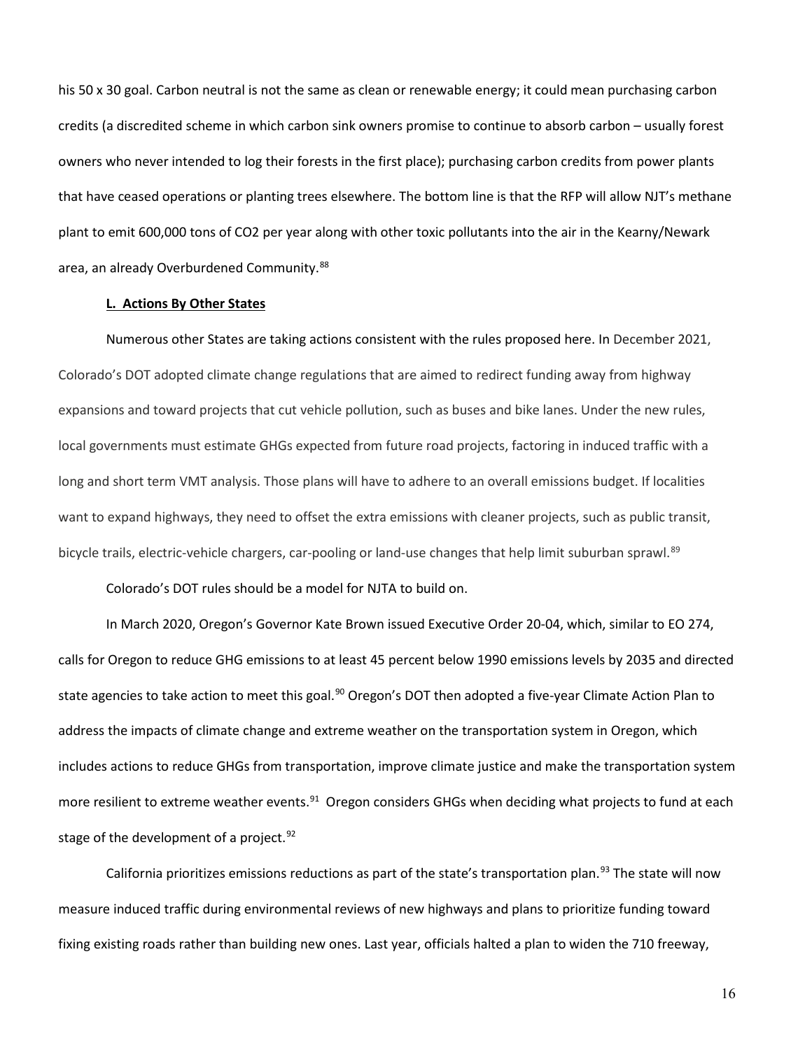his 50 x 30 goal. Carbon neutral is not the same as clean or renewable energy; it could mean purchasing carbon credits (a discredited scheme in which carbon sink owners promise to continue to absorb carbon – usually forest owners who never intended to log their forests in the first place); purchasing carbon credits from power plants that have ceased operations or planting trees elsewhere. The bottom line is that the RFP will allow NJT's methane plant to emit 600,000 tons of $CO_2$ per year along with other toxic pollutants into the air in the Kearny/Newark area, an already Overburdened Community.[88]

**L. Actions By Other States**

Numerous other States are taking actions consistent with the rules proposed here. In December 2021, Colorado's DOT adopted climate change regulations that are aimed to redirect funding away from highway expansions and toward projects that cut vehicle pollution, such as buses and bike lanes. Under the new rules, local governments must estimate GHGs expected from future road projects, factoring in induced traffic with a long and short term VMT analysis. Those plans will have to adhere to an overall emissions budget. If localities want to expand highways, they need to offset the extra emissions with cleaner projects, such as public transit, bicycle trails, electric-vehicle chargers, car-pooling or land-use changes that help limit suburban sprawl.[89]

Colorado's DOT rules should be a model for NJTA to build on.

In March 2020, Oregon's Governor Kate Brown issued Executive Order 20-04, which, similar to EO 274, calls for Oregon to reduce GHG emissions to at least 45 percent below 1990 emissions levels by 2035 and directed state agencies to take action to meet this goal.[90] Oregon's DOT then adopted a five-year Climate Action Plan to address the impacts of climate change and extreme weather on the transportation system in Oregon, which includes actions to reduce GHGs from transportation, improve climate justice and make the transportation system more resilient to extreme weather events.[91] Oregon considers GHGs when deciding what projects to fund at each stage of the development of a project.[92]

California prioritizes emissions reductions as part of the state's transportation plan.[93] The state will now measure induced traffic during environmental reviews of new highways and plans to prioritize funding toward fixing existing roads rather than building new ones. Last year, officials halted a plan to widen the 710 freeway,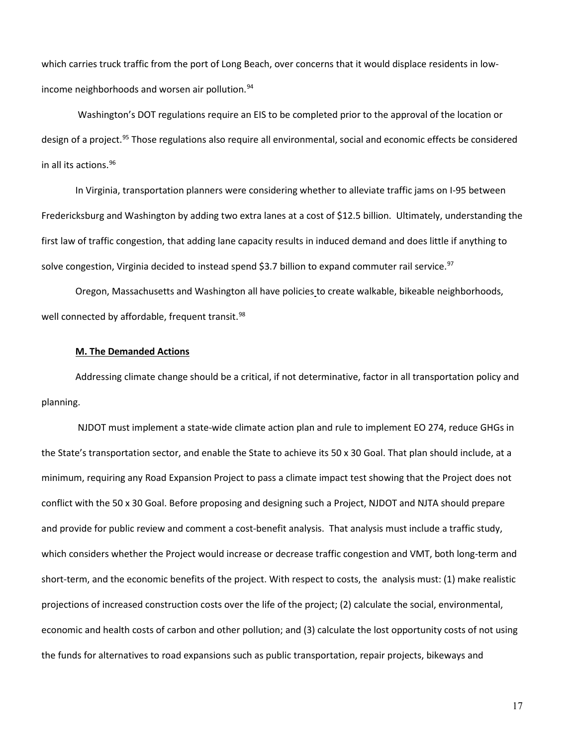which carries truck traffic from the port of Long Beach, over concerns that it would displace residents in low-income neighborhoods and worsen air pollution.[94]

Washington's DOT regulations require an EIS to be completed prior to the approval of the location or design of a project.[95] Those regulations also require all environmental, social and economic effects be considered in all its actions.[96]

In Virginia, transportation planners were considering whether to alleviate traffic jams on I-95 between Fredericksburg and Washington by adding two extra lanes at a cost of $12.5 billion. Ultimately, understanding the first law of traffic congestion, that adding lane capacity results in induced demand and does little if anything to solve congestion, Virginia decided to instead spend $3.7 billion to expand commuter rail service.[97]

Oregon, Massachusetts and Washington all have policies to create walkable, bikeable neighborhoods, well connected by affordable, frequent transit.[98]

**M. The Demanded Actions**

Addressing climate change should be a critical, if not determinative, factor in all transportation policy and planning.

NJDOT must implement a state-wide climate action plan and rule to implement EO 274, reduce GHGs in the State's transportation sector, and enable the State to achieve its 50 x 30 Goal. That plan should include, at a minimum, requiring any Road Expansion Project to pass a climate impact test showing that the Project does not conflict with the 50 x 30 Goal. Before proposing and designing such a Project, NJDOT and NJTA should prepare and provide for public review and comment a cost-benefit analysis. That analysis must include a traffic study, which considers whether the Project would increase or decrease traffic congestion and VMT, both long-term and short-term, and the economic benefits of the project. With respect to costs, the analysis must: (1) make realistic projections of increased construction costs over the life of the project; (2) calculate the social, environmental, economic and health costs of carbon and other pollution; and (3) calculate the lost opportunity costs of not using the funds for alternatives to road expansions such as public transportation, repair projects, bikeways and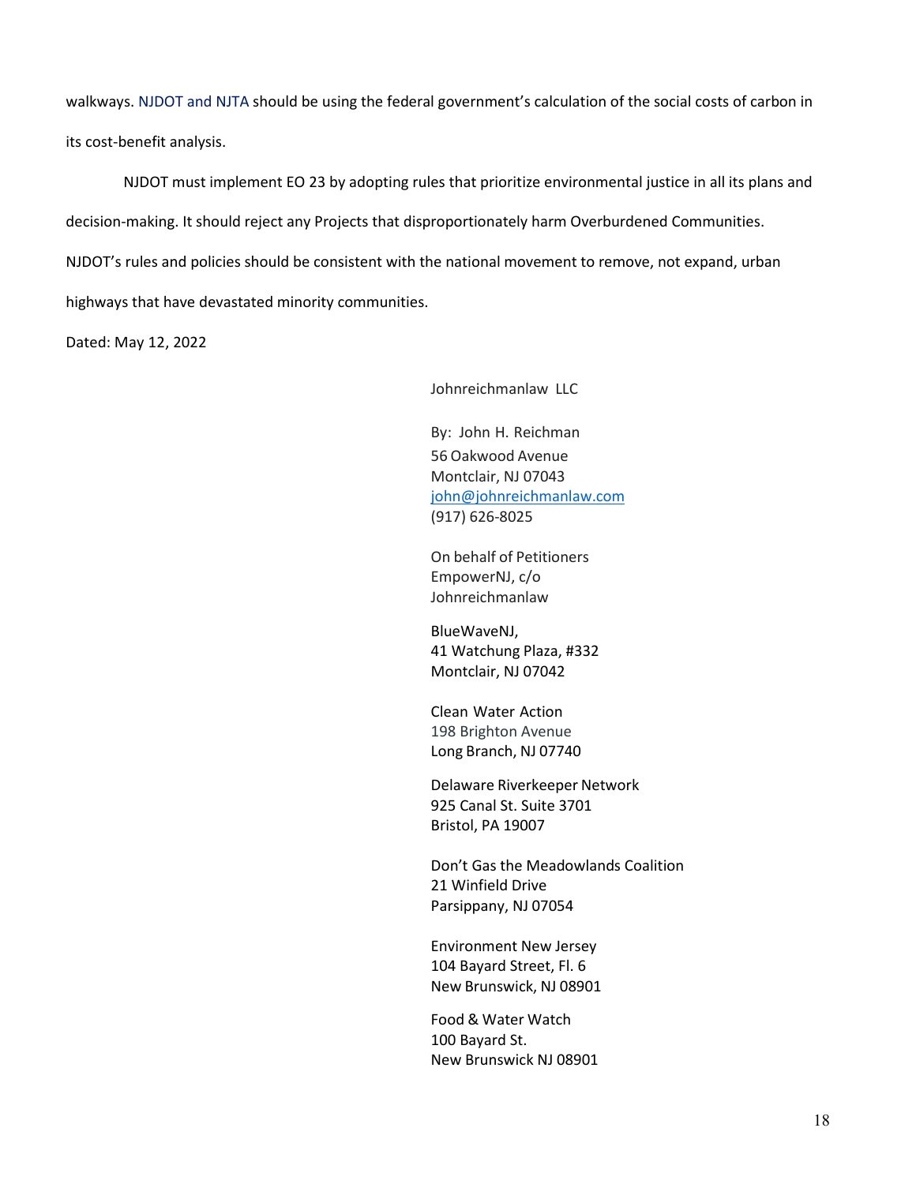walkways. NJDOT and NJTA should be using the federal government's calculation of the social costs of carbon in its cost-benefit analysis.

NJDOT must implement EO 23 by adopting rules that prioritize environmental justice in all its plans and decision-making. It should reject any Projects that disproportionately harm Overburdened Communities. NJDOT's rules and policies should be consistent with the national movement to remove, not expand, urban highways that have devastated minority communities.

Dated: May 12, 2022

Johnreichmanlaw LLC

By: John H. Reichman
56 Oakwood Avenue
Montclair, NJ 07043
john@johnreichmanlaw.com
(917) 626-8025

On behalf of Petitioners
EmpowerNJ, c/o
Johnreichmanlaw

BlueWaveNJ,
41 Watchung Plaza, #332
Montclair, NJ 07042

Clean Water Action
198 Brighton Avenue
Long Branch, NJ 07740

Delaware Riverkeeper Network
925 Canal St. Suite 3701
Bristol, PA 19007

Don't Gas the Meadowlands Coalition
21 Winfield Drive
Parsippany, NJ 07054

Environment New Jersey
104 Bayard Street, Fl. 6
New Brunswick, NJ 08901

Food & Water Watch
100 Bayard St.
New Brunswick NJ 08901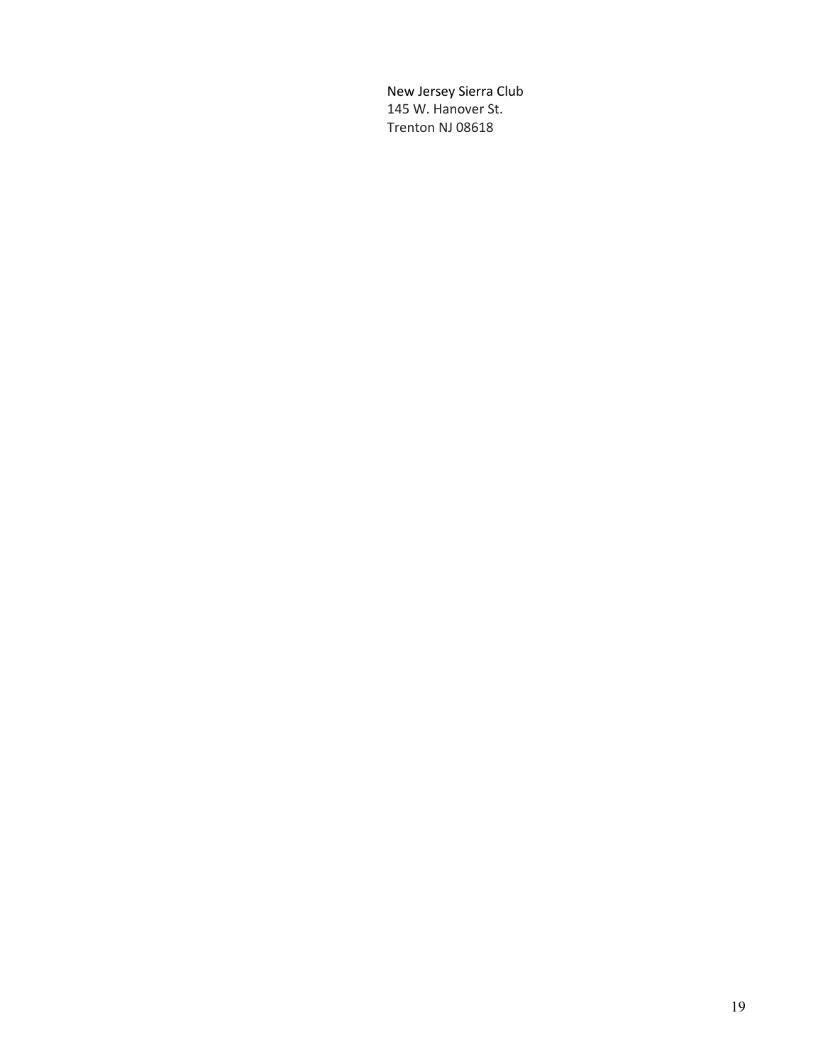New Jersey Sierra Club  
145 W. Hanover St.  
Trenton NJ 08618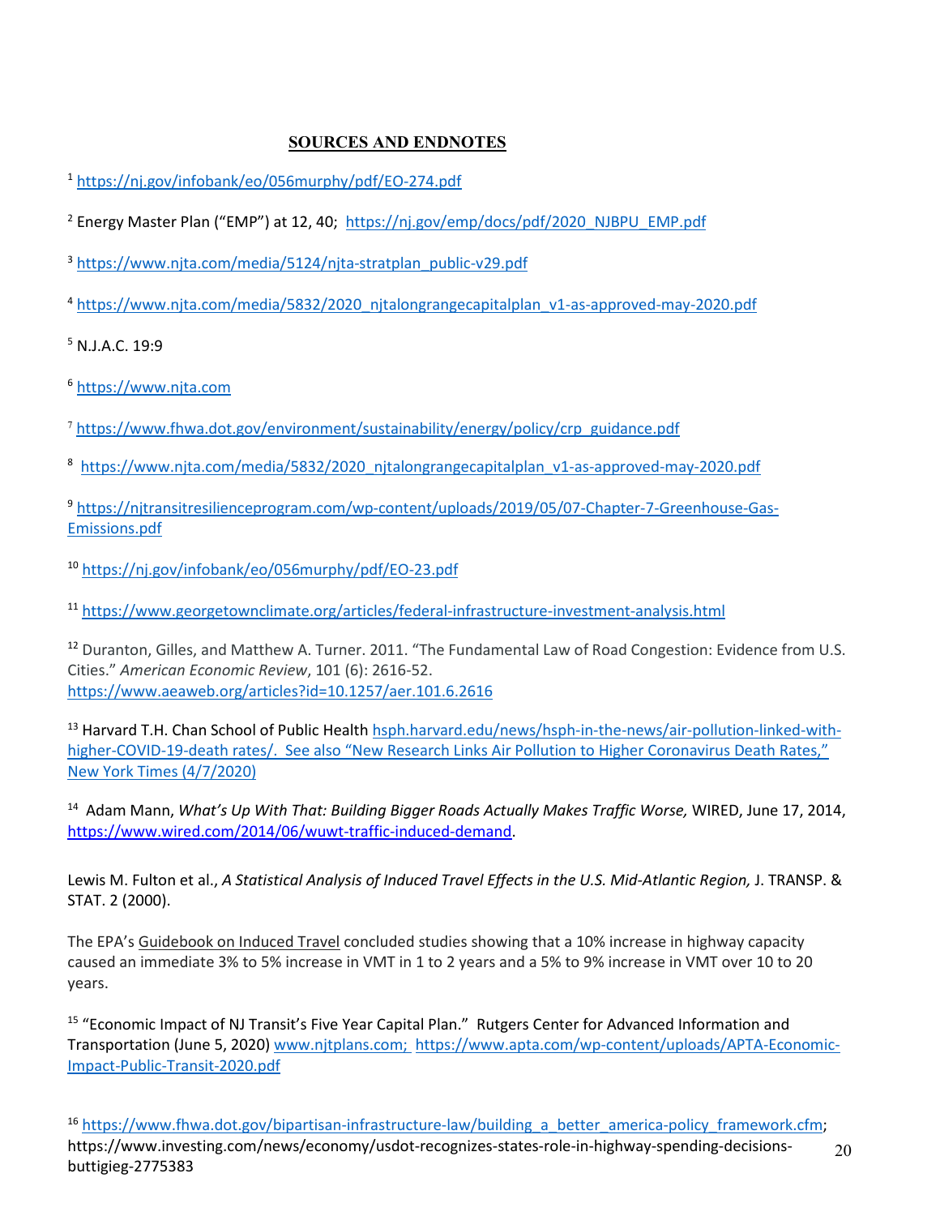## SOURCES AND ENDNOTES

[1] https://nj.gov/infobank/eo/056murphy/pdf/EO-274.pdf

[2] Energy Master Plan ("EMP") at 12, 40; https://nj.gov/emp/docs/pdf/2020_NJBPU_EMP.pdf

[3] https://www.njta.com/media/5124/njta-stratplan_public-v29.pdf

[4] https://www.njta.com/media/5832/2020_njtalongrangecapitalplan_v1-as-approved-may-2020.pdf

[5] N.J.A.C. 19:9

[6] https://www.njta.com

[7] https://www.fhwa.dot.gov/environment/sustainability/energy/policy/crp_guidance.pdf

[8] https://www.njta.com/media/5832/2020_njtalongrangecapitalplan_v1-as-approved-may-2020.pdf

[9] https://njtransitresilienceprogram.com/wp-content/uploads/2019/05/07-Chapter-7-Greenhouse-Gas-Emissions.pdf

[10] https://nj.gov/infobank/eo/056murphy/pdf/EO-23.pdf

[11] https://www.georgetownclimate.org/articles/federal-infrastructure-investment-analysis.html

[12] Duranton, Gilles, and Matthew A. Turner. 2011. "The Fundamental Law of Road Congestion: Evidence from U.S. Cities." *American Economic Review*, 101 (6): 2616-52. https://www.aeaweb.org/articles?id=10.1257/aer.101.6.2616

[13] Harvard T.H. Chan School of Public Health hsph.harvard.edu/news/hsph-in-the-news/air-pollution-linked-with-higher-COVID-19-death rates/. See also "New Research Links Air Pollution to Higher Coronavirus Death Rates," New York Times (4/7/2020)

[14] Adam Mann, *What's Up With That: Building Bigger Roads Actually Makes Traffic Worse,* WIRED, June 17, 2014, https://www.wired.com/2014/06/wuwt-traffic-induced-demand.

Lewis M. Fulton et al., *A Statistical Analysis of Induced Travel Effects in the U.S. Mid-Atlantic Region,* J. TRANSP. & STAT. 2 (2000).

The EPA's Guidebook on Induced Travel concluded studies showing that a 10% increase in highway capacity caused an immediate 3% to 5% increase in VMT in 1 to 2 years and a 5% to 9% increase in VMT over 10 to 20 years.

[15] "Economic Impact of NJ Transit's Five Year Capital Plan." Rutgers Center for Advanced Information and Transportation (June 5, 2020) www.njtplans.com; https://www.apta.com/wp-content/uploads/APTA-Economic-Impact-Public-Transit-2020.pdf

[16] https://www.fhwa.dot.gov/bipartisan-infrastructure-law/building_a_better_america-policy_framework.cfm; https://www.investing.com/news/economy/usdot-recognizes-states-role-in-highway-spending-decisions-buttigieg-2775383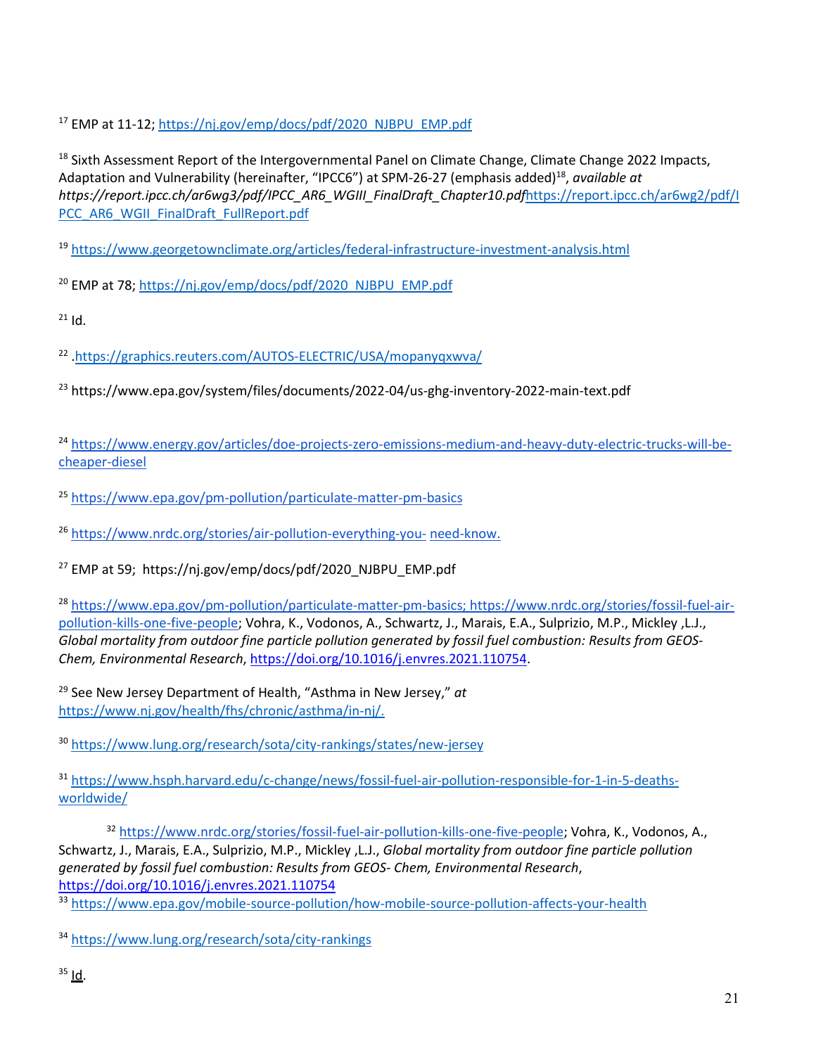[17] EMP at 11-12; https://nj.gov/emp/docs/pdf/2020_NJBPU_EMP.pdf

[18] Sixth Assessment Report of the Intergovernmental Panel on Climate Change, Climate Change 2022 Impacts, Adaptation and Vulnerability (hereinafter, "IPCC6") at SPM-26-27 (emphasis added)[18], *available at https://report.ipcc.ch/ar6wg3/pdf/IPCC_AR6_WGIII_FinalDraft_Chapter10.pdf*https://report.ipcc.ch/ar6wg2/pdf/IPCC_AR6_WGII_FinalDraft_FullReport.pdf

[19] https://www.georgetownclimate.org/articles/federal-infrastructure-investment-analysis.html

[20] EMP at 78; https://nj.gov/emp/docs/pdf/2020_NJBPU_EMP.pdf

[21] Id.

[22] .https://graphics.reuters.com/AUTOS-ELECTRIC/USA/mopanyqxwva/

[23] https://www.epa.gov/system/files/documents/2022-04/us-ghg-inventory-2022-main-text.pdf

[24] https://www.energy.gov/articles/doe-projects-zero-emissions-medium-and-heavy-duty-electric-trucks-will-be-cheaper-diesel

[25] https://www.epa.gov/pm-pollution/particulate-matter-pm-basics

[26] https://www.nrdc.org/stories/air-pollution-everything-you- need-know.

[27] EMP at 59; https://nj.gov/emp/docs/pdf/2020_NJBPU_EMP.pdf

[28] https://www.epa.gov/pm-pollution/particulate-matter-pm-basics; https://www.nrdc.org/stories/fossil-fuel-air-pollution-kills-one-five-people; Vohra, K., Vodonos, A., Schwartz, J., Marais, E.A., Sulprizio, M.P., Mickley ,L.J., *Global mortality from outdoor fine particle pollution generated by fossil fuel combustion: Results from GEOS-Chem, Environmental Research*, https://doi.org/10.1016/j.envres.2021.110754.

[29] See New Jersey Department of Health, "Asthma in New Jersey," *at* https://www.nj.gov/health/fhs/chronic/asthma/in-nj/.

[30] https://www.lung.org/research/sota/city-rankings/states/new-jersey

[31] https://www.hsph.harvard.edu/c-change/news/fossil-fuel-air-pollution-responsible-for-1-in-5-deaths-worldwide/

[32] https://www.nrdc.org/stories/fossil-fuel-air-pollution-kills-one-five-people; Vohra, K., Vodonos, A., Schwartz, J., Marais, E.A., Sulprizio, M.P., Mickley ,L.J., *Global mortality from outdoor fine particle pollution generated by fossil fuel combustion: Results from GEOS- Chem, Environmental Research*, https://doi.org/10.1016/j.envres.2021.110754

[33] https://www.epa.gov/mobile-source-pollution/how-mobile-source-pollution-affects-your-health

[34] https://www.lung.org/research/sota/city-rankings

[35] Id.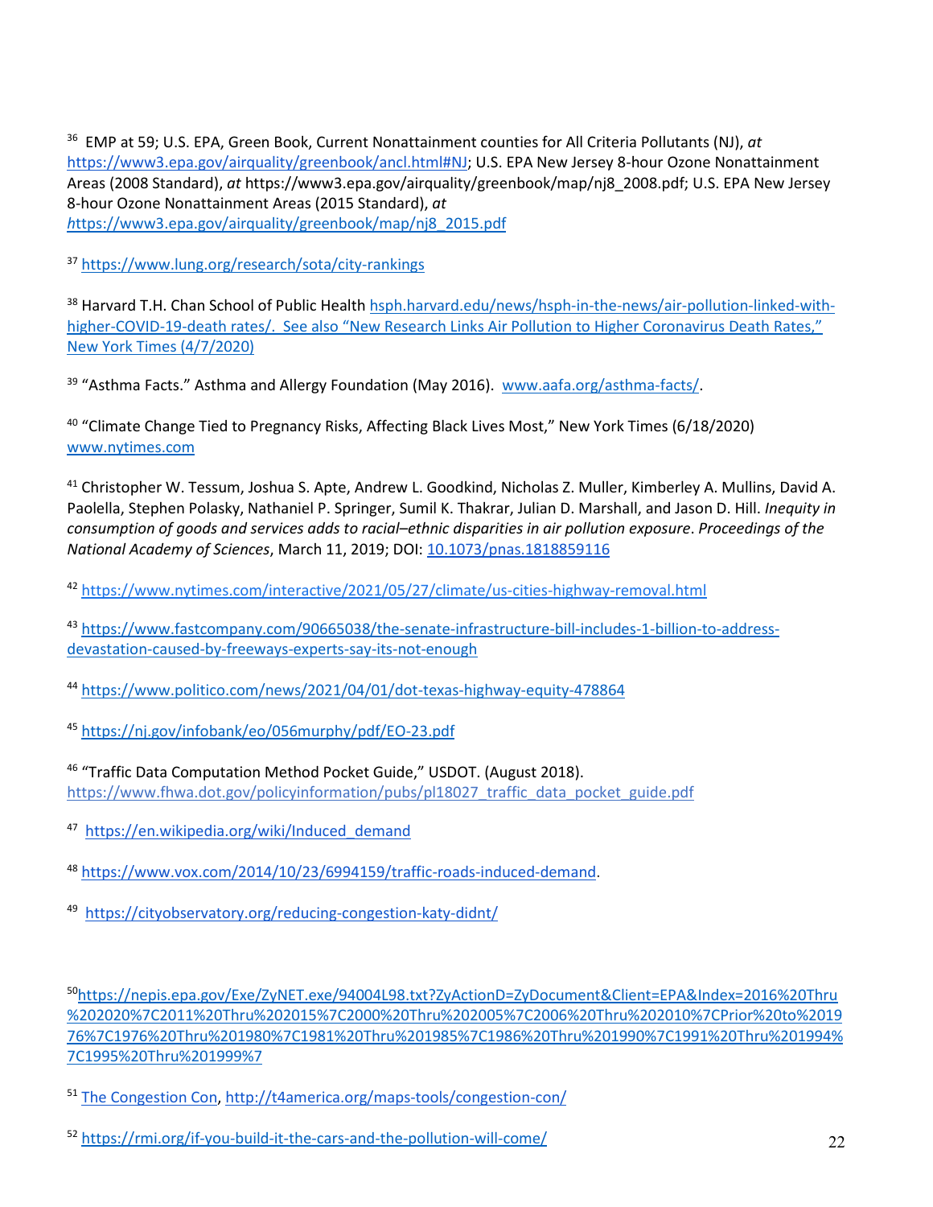[36] EMP at 59; U.S. EPA, Green Book, Current Nonattainment counties for All Criteria Pollutants (NJ), *at* https://www3.epa.gov/airquality/greenbook/ancl.html#NJ; U.S. EPA New Jersey 8-hour Ozone Nonattainment Areas (2008 Standard), *at* https://www3.epa.gov/airquality/greenbook/map/nj8_2008.pdf; U.S. EPA New Jersey 8-hour Ozone Nonattainment Areas (2015 Standard), *at* *h*ttps://www3.epa.gov/airquality/greenbook/map/nj8_2015.pdf

[37] https://www.lung.org/research/sota/city-rankings

[38] Harvard T.H. Chan School of Public Health hsph.harvard.edu/news/hsph-in-the-news/air-pollution-linked-with-higher-COVID-19-death rates/. See also "New Research Links Air Pollution to Higher Coronavirus Death Rates," New York Times (4/7/2020)

[39] "Asthma Facts." Asthma and Allergy Foundation (May 2016). www.aafa.org/asthma-facts/.

[40] "Climate Change Tied to Pregnancy Risks, Affecting Black Lives Most," New York Times (6/18/2020) www.nytimes.com

[41] Christopher W. Tessum, Joshua S. Apte, Andrew L. Goodkind, Nicholas Z. Muller, Kimberley A. Mullins, David A. Paolella, Stephen Polasky, Nathaniel P. Springer, Sumil K. Thakrar, Julian D. Marshall, and Jason D. Hill. *Inequity in consumption of goods and services adds to racial–ethnic disparities in air pollution exposure*. *Proceedings of the National Academy of Sciences*, March 11, 2019; DOI: 10.1073/pnas.1818859116

[42] https://www.nytimes.com/interactive/2021/05/27/climate/us-cities-highway-removal.html

[43] https://www.fastcompany.com/90665038/the-senate-infrastructure-bill-includes-1-billion-to-address-devastation-caused-by-freeways-experts-say-its-not-enough

[44] https://www.politico.com/news/2021/04/01/dot-texas-highway-equity-478864

[45] https://nj.gov/infobank/eo/056murphy/pdf/EO-23.pdf

[46] "Traffic Data Computation Method Pocket Guide," USDOT. (August 2018). https://www.fhwa.dot.gov/policyinformation/pubs/pl18027_traffic_data_pocket_guide.pdf

[47] https://en.wikipedia.org/wiki/Induced_demand

[48] https://www.vox.com/2014/10/23/6994159/traffic-roads-induced-demand.

[49] https://cityobservatory.org/reducing-congestion-katy-didnt/

[50] https://nepis.epa.gov/Exe/ZyNET.exe/94004L98.txt?ZyActionD=ZyDocument&Client=EPA&Index=2016%20Thru%202020%7C2011%20Thru%202015%7C2000%20Thru%202005%7C2006%20Thru%202010%7CPrior%20to%201976%7C1976%20Thru%201980%7C1981%20Thru%201985%7C1986%20Thru%201990%7C1991%20Thru%201994%7C1995%20Thru%201999%7

[51] The Congestion Con, http://t4america.org/maps-tools/congestion-con/

[52] https://rmi.org/if-you-build-it-the-cars-and-the-pollution-will-come/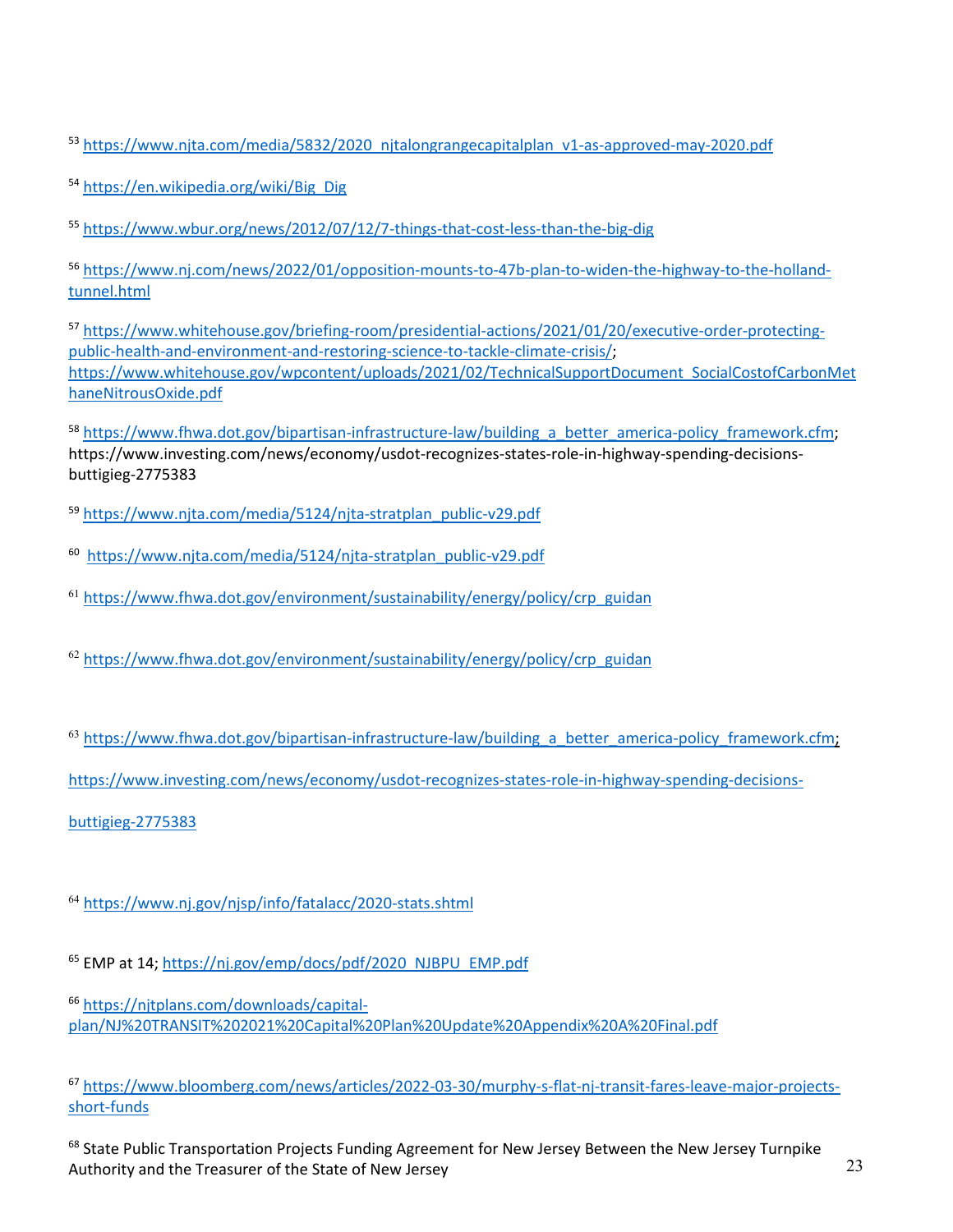[53] https://www.njta.com/media/5832/2020_njtalongrangecapitalplan_v1-as-approved-may-2020.pdf

[54] https://en.wikipedia.org/wiki/Big_Dig

[55] https://www.wbur.org/news/2012/07/12/7-things-that-cost-less-than-the-big-dig

[56] https://www.nj.com/news/2022/01/opposition-mounts-to-47b-plan-to-widen-the-highway-to-the-holland-tunnel.html

[57] https://www.whitehouse.gov/briefing-room/presidential-actions/2021/01/20/executive-order-protecting-public-health-and-environment-and-restoring-science-to-tackle-climate-crisis/; https://www.whitehouse.gov/wpcontent/uploads/2021/02/TechnicalSupportDocument_SocialCostofCarbonMethaneNitrousOxide.pdf

[58] https://www.fhwa.dot.gov/bipartisan-infrastructure-law/building_a_better_america-policy_framework.cfm; https://www.investing.com/news/economy/usdot-recognizes-states-role-in-highway-spending-decisions-buttigieg-2775383

[59] https://www.njta.com/media/5124/njta-stratplan_public-v29.pdf

[60] https://www.njta.com/media/5124/njta-stratplan_public-v29.pdf

[61] https://www.fhwa.dot.gov/environment/sustainability/energy/policy/crp_guidan

[62] https://www.fhwa.dot.gov/environment/sustainability/energy/policy/crp_guidan

[63] https://www.fhwa.dot.gov/bipartisan-infrastructure-law/building_a_better_america-policy_framework.cfm;

https://www.investing.com/news/economy/usdot-recognizes-states-role-in-highway-spending-decisions-

buttigieg-2775383

[64] https://www.nj.gov/njsp/info/fatalacc/2020-stats.shtml

[65] EMP at 14; https://nj.gov/emp/docs/pdf/2020_NJBPU_EMP.pdf

[66] https://njtplans.com/downloads/capital-plan/NJ%20TRANSIT%202021%20Capital%20Plan%20Update%20Appendix%20A%20Final.pdf

[67] https://www.bloomberg.com/news/articles/2022-03-30/murphy-s-flat-nj-transit-fares-leave-major-projects-short-funds

[68] State Public Transportation Projects Funding Agreement for New Jersey Between the New Jersey Turnpike Authority and the Treasurer of the State of New Jersey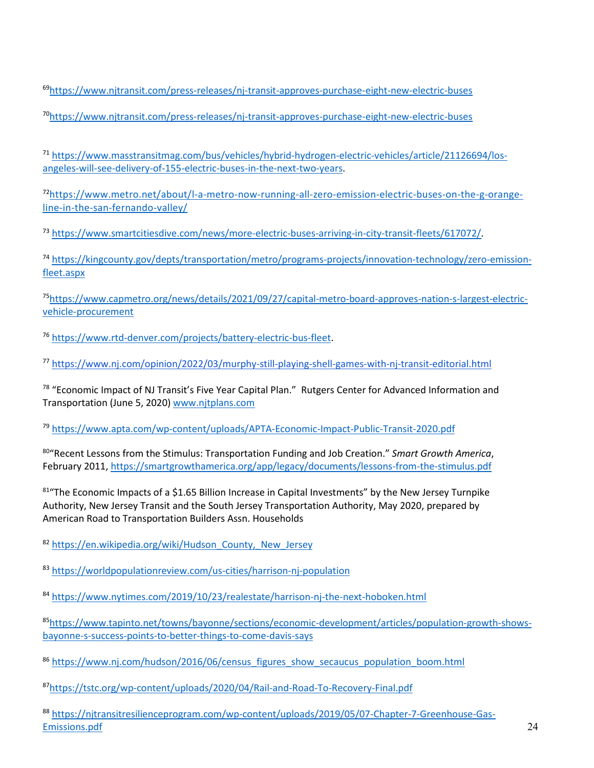[69]https://www.njtransit.com/press-releases/nj-transit-approves-purchase-eight-new-electric-buses

[70]https://www.njtransit.com/press-releases/nj-transit-approves-purchase-eight-new-electric-buses

[71] https://www.masstransitmag.com/bus/vehicles/hybrid-hydrogen-electric-vehicles/article/21126694/los-angeles-will-see-delivery-of-155-electric-buses-in-the-next-two-years.

[72]https://www.metro.net/about/l-a-metro-now-running-all-zero-emission-electric-buses-on-the-g-orange-line-in-the-san-fernando-valley/

[73] https://www.smartcitiesdive.com/news/more-electric-buses-arriving-in-city-transit-fleets/617072/.

[74] https://kingcounty.gov/depts/transportation/metro/programs-projects/innovation-technology/zero-emission-fleet.aspx

[75]https://www.capmetro.org/news/details/2021/09/27/capital-metro-board-approves-nation-s-largest-electric-vehicle-procurement

[76] https://www.rtd-denver.com/projects/battery-electric-bus-fleet.

[77] https://www.nj.com/opinion/2022/03/murphy-still-playing-shell-games-with-nj-transit-editorial.html

[78] "Economic Impact of NJ Transit's Five Year Capital Plan." Rutgers Center for Advanced Information and Transportation (June 5, 2020) www.njtplans.com

[79] https://www.apta.com/wp-content/uploads/APTA-Economic-Impact-Public-Transit-2020.pdf

[80]"Recent Lessons from the Stimulus: Transportation Funding and Job Creation." *Smart Growth America*, February 2011, https://smartgrowthamerica.org/app/legacy/documents/lessons-from-the-stimulus.pdf

[81]"The Economic Impacts of a $1.65 Billion Increase in Capital Investments" by the New Jersey Turnpike Authority, New Jersey Transit and the South Jersey Transportation Authority, May 2020, prepared by American Road to Transportation Builders Assn. Households

[82] https://en.wikipedia.org/wiki/Hudson_County,_New_Jersey

[83] https://worldpopulationreview.com/us-cities/harrison-nj-population

[84] https://www.nytimes.com/2019/10/23/realestate/harrison-nj-the-next-hoboken.html

[85]https://www.tapinto.net/towns/bayonne/sections/economic-development/articles/population-growth-shows-bayonne-s-success-points-to-better-things-to-come-davis-says

[86] https://www.nj.com/hudson/2016/06/census_figures_show_secaucus_population_boom.html

[87]https://tstc.org/wp-content/uploads/2020/04/Rail-and-Road-To-Recovery-Final.pdf

[88] https://njtransitresilienceprogram.com/wp-content/uploads/2019/05/07-Chapter-7-Greenhouse-Gas-Emissions.pdf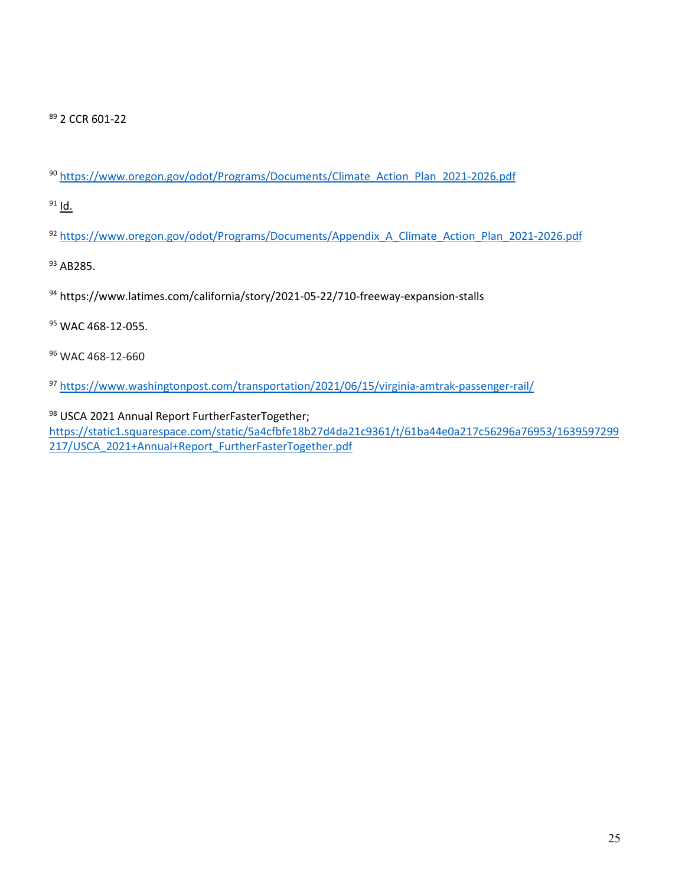[89] 2 CCR 601-22

[90] https://www.oregon.gov/odot/Programs/Documents/Climate_Action_Plan_2021-2026.pdf

[91] Id.

[92] https://www.oregon.gov/odot/Programs/Documents/Appendix_A_Climate_Action_Plan_2021-2026.pdf

[93] AB285.

[94] https://www.latimes.com/california/story/2021-05-22/710-freeway-expansion-stalls

[95] WAC 468-12-055.

[96] WAC 468-12-660

[97] https://www.washingtonpost.com/transportation/2021/06/15/virginia-amtrak-passenger-rail/

[98] USCA 2021 Annual Report FurtherFasterTogether; https://static1.squarespace.com/static/5a4cfbfe18b27d4da21c9361/t/61ba44e0a217c56296a76953/1639597299217/USCA_2021+Annual+Report_FurtherFasterTogether.pdf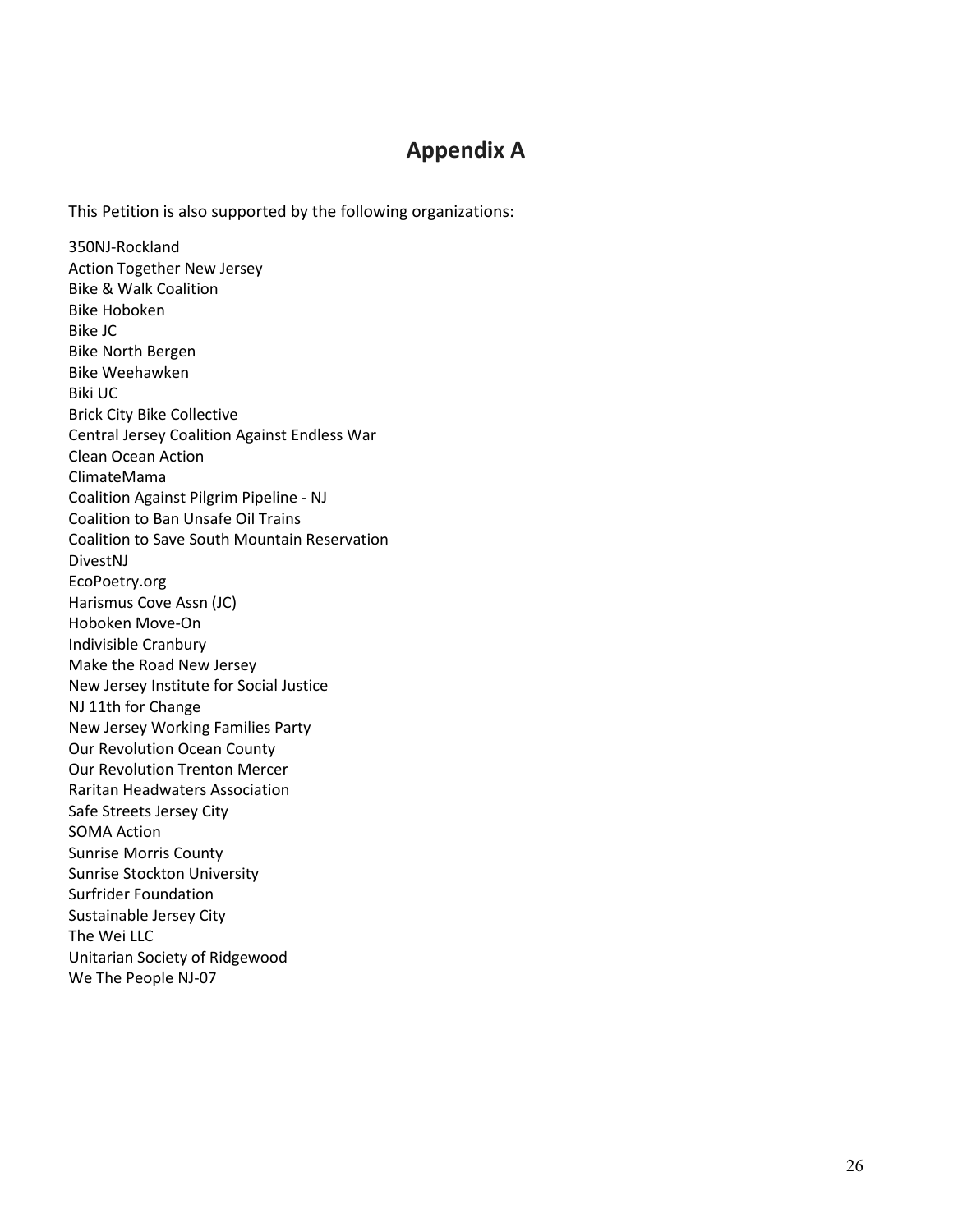## Appendix A

This Petition is also supported by the following organizations:

350NJ-Rockland
Action Together New Jersey
Bike & Walk Coalition
Bike Hoboken
Bike JC
Bike North Bergen
Bike Weehawken
Biki UC
Brick City Bike Collective
Central Jersey Coalition Against Endless War
Clean Ocean Action
ClimateMama
Coalition Against Pilgrim Pipeline - NJ
Coalition to Ban Unsafe Oil Trains
Coalition to Save South Mountain Reservation
DivestNJ
EcoPoetry.org
Harismus Cove Assn (JC)
Hoboken Move-On
Indivisible Cranbury
Make the Road New Jersey
New Jersey Institute for Social Justice
NJ 11th for Change
New Jersey Working Families Party
Our Revolution Ocean County
Our Revolution Trenton Mercer
Raritan Headwaters Association
Safe Streets Jersey City
SOMA Action
Sunrise Morris County
Sunrise Stockton University
Surfrider Foundation
Sustainable Jersey City
The Wei LLC
Unitarian Society of Ridgewood
We The People NJ-07